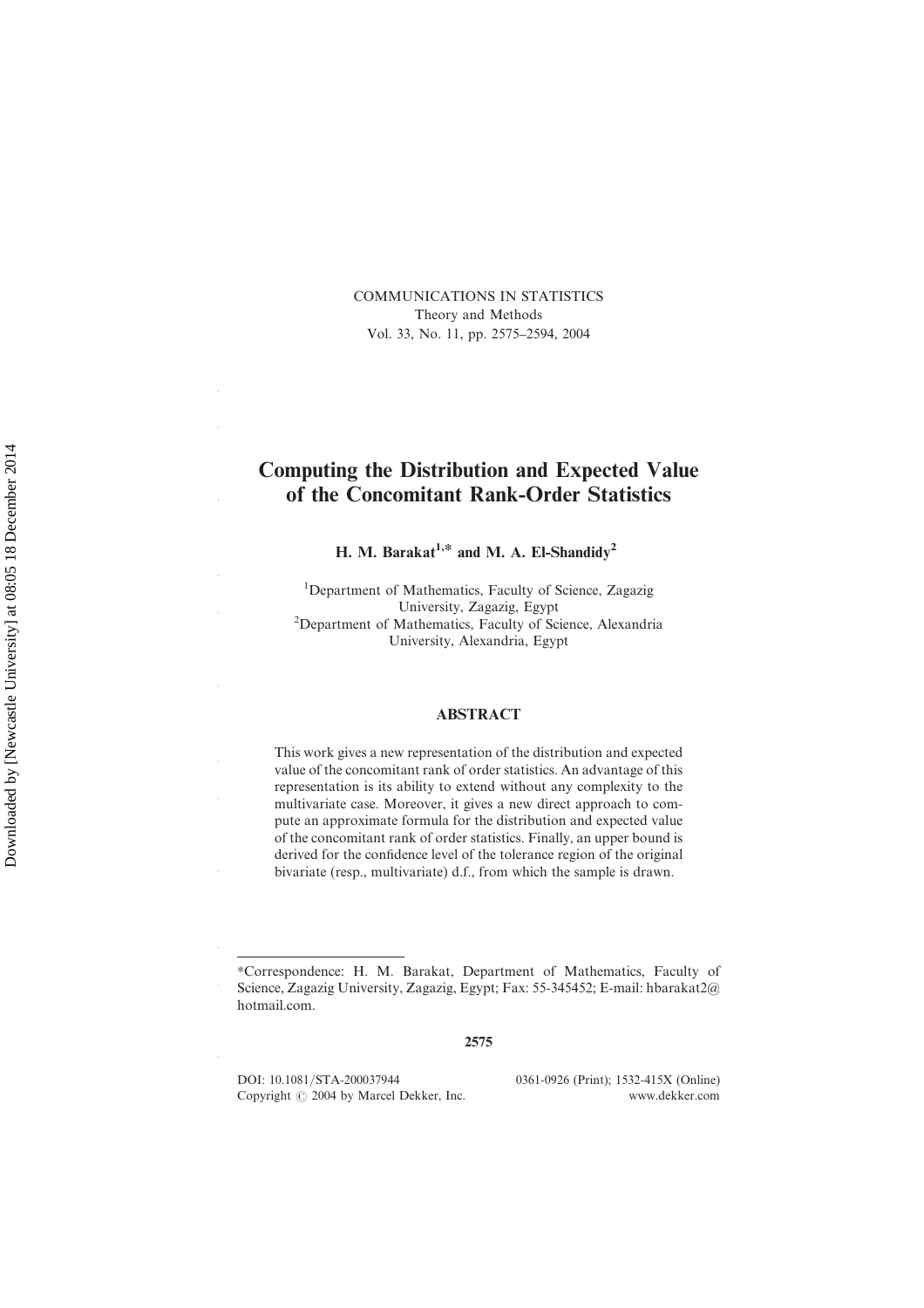# Computing the Distribution and Expected Value of the Concomitant Rank-Order Statistics

**H. M. Barakat[1,*] and M. A. El-Shandidy[2]**

[1]Department of Mathematics, Faculty of Science, Zagazig University, Zagazig, Egypt
[2]Department of Mathematics, Faculty of Science, Alexandria University, Alexandria, Egypt

## ABSTRACT

This work gives a new representation of the distribution and expected value of the concomitant rank of order statistics. An advantage of this representation is its ability to extend without any complexity to the multivariate case. Moreover, it gives a new direct approach to compute an approximate formula for the distribution and expected value of the concomitant rank of order statistics. Finally, an upper bound is derived for the confidence level of the tolerance region of the original bivariate (resp., multivariate) d.f., from which the sample is drawn.

---

*Correspondence: H. M. Barakat, Department of Mathematics, Faculty of Science, Zagazig University, Zagazig, Egypt; Fax: 55-345452; E-mail: hbarakat2@hotmail.com.

DOI: 10.1081/STA-200037944
Copyright © 2004 by Marcel Dekker, Inc.
0361-0926 (Print); 1532-415X (Online)
www.dekker.com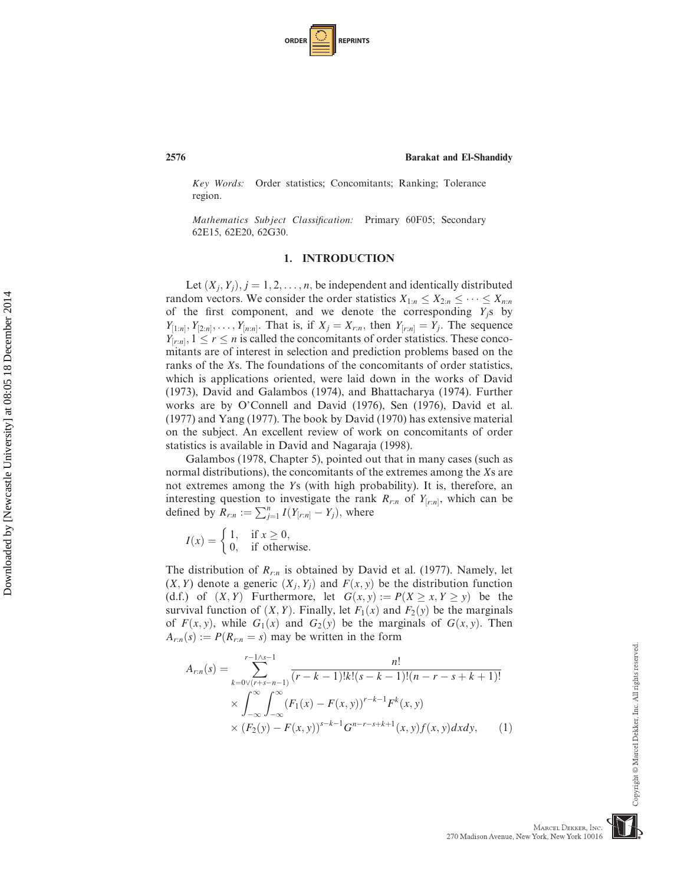*Key Words:* Order statistics; Concomitants; Ranking; Tolerance region.

*Mathematics Subject Classification:* Primary 60F05; Secondary 62E15, 62E20, 62G30.

## 1. INTRODUCTION

Let $(X_j, Y_j), j = 1, 2, \ldots, n$, be independent and identically distributed random vectors. We consider the order statistics $X_{1:n} \leq X_{2:n} \leq \cdots \leq X_{n:n}$ of the first component, and we denote the corresponding $Y_j$s by $Y_{[1:n]}, Y_{[2:n]}, \ldots, Y_{[n:n]}$. That is, if $X_j = X_{r:n}$, then $Y_{[r:n]} = Y_j$. The sequence $Y_{[r:n]}, 1 \leq r \leq n$ is called the concomitants of order statistics. These concomitants are of interest in selection and prediction problems based on the ranks of the $X$s. The foundations of the concomitants of order statistics, which is applications oriented, were laid down in the works of David (1973), David and Galambos (1974), and Bhattacharya (1974). Further works are by O'Connell and David (1976), Sen (1976), David et al. (1977) and Yang (1977). The book by David (1970) has extensive material on the subject. An excellent review of work on concomitants of order statistics is available in David and Nagaraja (1998).

Galambos (1978, Chapter 5), pointed out that in many cases (such as normal distributions), the concomitants of the extremes among the $X$s are not extremes among the $Y$s (with high probability). It is, therefore, an interesting question to investigate the rank $R_{r:n}$ of $Y_{[r:n]}$, which can be defined by $R_{r:n} := \sum_{j=1}^{n} I(Y_{[r:n]} - Y_j)$, where

$$I(x) = \begin{cases} 1, & \text{if } x \geq 0, \\ 0, & \text{if otherwise.} \end{cases}$$

The distribution of $R_{r:n}$ is obtained by David et al. (1977). Namely, let $(X, Y)$ denote a generic $(X_j, Y_j)$ and $F(x, y)$ be the distribution function (d.f.) of $(X, Y)$ Furthermore, let $G(x, y) := P(X \geq x, Y \geq y)$ be the survival function of $(X, Y)$. Finally, let $F_1(x)$ and $F_2(y)$ be the marginals of $F(x, y)$, while $G_1(x)$ and $G_2(y)$ be the marginals of $G(x, y)$. Then $A_{r:n}(s) := P(R_{r:n} = s)$ may be written in the form

$$A_{r:n}(s) = \sum_{k=0\vee(r+s-n-1)}^{r-1\wedge s-1} \frac{n!}{(r-k-1)!k!(s-k-1)!(n-r-s+k+1)!} \times \int_{-\infty}^{\infty}\int_{-\infty}^{\infty} (F_1(x) - F(x,y))^{r-k-1} F^k(x,y) \times (F_2(y) - F(x,y))^{s-k-1} G^{n-r-s+k+1}(x,y) f(x,y)\,dx\,dy, \qquad (1)$$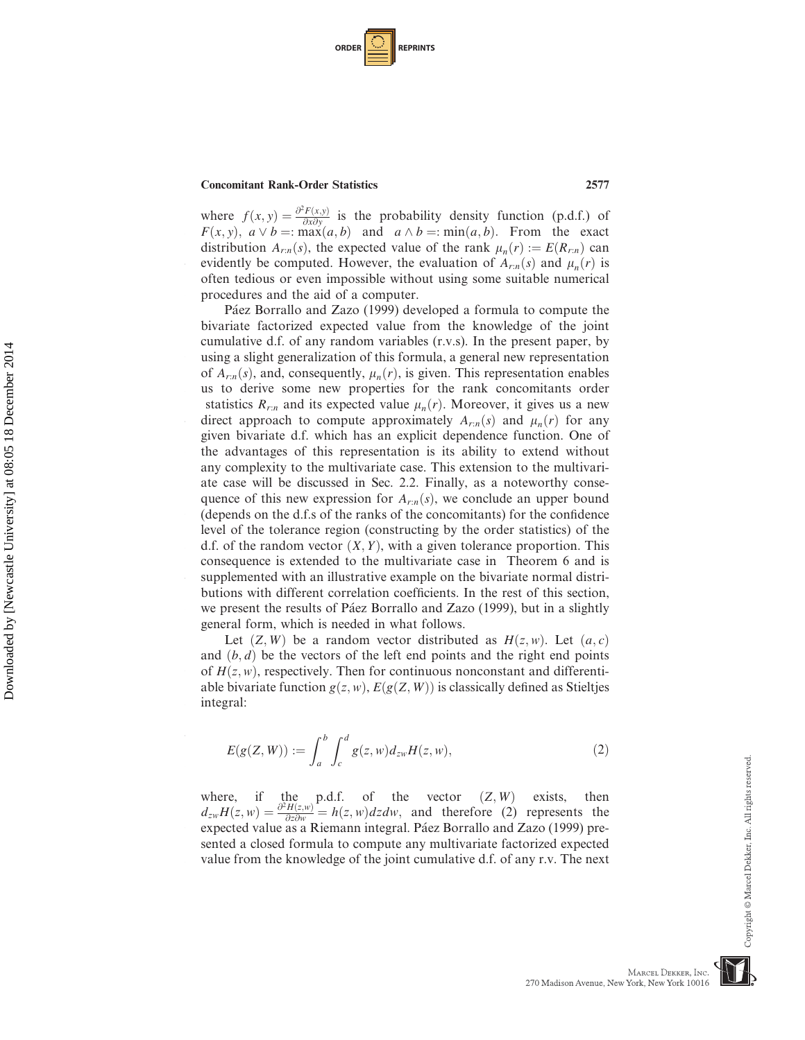where $f(x, y) = \frac{\partial^2 F(x,y)}{\partial x \partial y}$ is the probability density function (p.d.f.) of $F(x, y)$, $a \vee b =: \max(a, b)$ and $a \wedge b =: \min(a, b)$. From the exact distribution $A_{r:n}(s)$, the expected value of the rank $\mu_n(r) := E(R_{r:n})$ can evidently be computed. However, the evaluation of $A_{r:n}(s)$ and $\mu_n(r)$ is often tedious or even impossible without using some suitable numerical procedures and the aid of a computer.

Páez Borrallo and Zazo (1999) developed a formula to compute the bivariate factorized expected value from the knowledge of the joint cumulative d.f. of any random variables (r.v.s). In the present paper, by using a slight generalization of this formula, a general new representation of $A_{r:n}(s)$, and, consequently, $\mu_n(r)$, is given. This representation enables us to derive some new properties for the rank concomitants order statistics $R_{r:n}$ and its expected value $\mu_n(r)$. Moreover, it gives us a new direct approach to compute approximately $A_{r:n}(s)$ and $\mu_n(r)$ for any given bivariate d.f. which has an explicit dependence function. One of the advantages of this representation is its ability to extend without any complexity to the multivariate case. This extension to the multivariate case will be discussed in Sec. 2.2. Finally, as a noteworthy consequence of this new expression for $A_{r:n}(s)$, we conclude an upper bound (depends on the d.f.s of the ranks of the concomitants) for the confidence level of the tolerance region (constructing by the order statistics) of the d.f. of the random vector $(X, Y)$, with a given tolerance proportion. This consequence is extended to the multivariate case in Theorem 6 and is supplemented with an illustrative example on the bivariate normal distributions with different correlation coefficients. In the rest of this section, we present the results of Páez Borrallo and Zazo (1999), but in a slightly general form, which is needed in what follows.

Let $(Z, W)$ be a random vector distributed as $H(z, w)$. Let $(a, c)$ and $(b, d)$ be the vectors of the left end points and the right end points of $H(z, w)$, respectively. Then for continuous nonconstant and differentiable bivariate function $g(z, w)$, $E(g(Z, W))$ is classically defined as Stieltjes integral:

$$E(g(Z, W)) := \int_a^b \int_c^d g(z, w) d_{zw} H(z, w), \tag{2}$$

where, if the p.d.f. of the vector $(Z, W)$ exists, then $d_{zw} H(z, w) = \frac{\partial^2 H(z,w)}{\partial z \partial w} = h(z, w) dz dw$, and therefore (2) represents the expected value as a Riemann integral. Páez Borrallo and Zazo (1999) presented a closed formula to compute any multivariate factorized expected value from the knowledge of the joint cumulative d.f. of any r.v. The next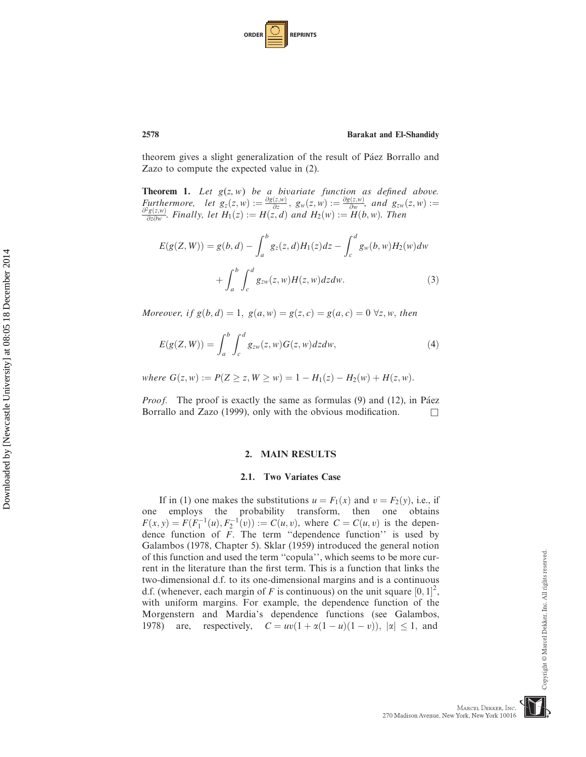theorem gives a slight generalization of the result of Páez Borrallo and Zazo to compute the expected value in (2).

**Theorem 1.** *Let $g(z, w)$ be a bivariate function as defined above. Furthermore, let $g_z(z, w) := \frac{\partial g(z,w)}{\partial z}$, $g_w(z, w) := \frac{\partial g(z,w)}{\partial w}$, and $g_{zw}(z, w) := \frac{\partial^2 g(z,w)}{\partial z \partial w}$. Finally, let $H_1(z) := H(z, d)$ and $H_2(w) := H(b, w)$. Then*

$$E(g(Z, W)) = g(b, d) - \int_a^b g_z(z, d) H_1(z) dz - \int_c^d g_w(b, w) H_2(w) dw + \int_a^b \int_c^d g_{zw}(z, w) H(z, w) dz dw. \tag{3}$$

*Moreover, if $g(b, d) = 1,\ g(a, w) = g(z, c) = g(a, c) = 0\ \forall z, w$, then*

$$E(g(Z, W)) = \int_a^b \int_c^d g_{zw}(z, w) G(z, w) dz dw, \tag{4}$$

*where $G(z, w) := P(Z \geq z, W \geq w) = 1 - H_1(z) - H_2(w) + H(z, w)$.*

*Proof.* The proof is exactly the same as formulas (9) and (12), in Páez Borrallo and Zazo (1999), only with the obvious modification. □

## 2. MAIN RESULTS

### 2.1. Two Variates Case

If in (1) one makes the substitutions $u = F_1(x)$ and $v = F_2(y)$, i.e., if one employs the probability transform, then one obtains $F(x, y) = F(F_1^{-1}(u), F_2^{-1}(v)) := C(u, v)$, where $C = C(u, v)$ is the dependence function of $F$. The term "dependence function" is used by Galambos (1978, Chapter 5). Sklar (1959) introduced the general notion of this function and used the term "copula", which seems to be more current in the literature than the first term. This is a function that links the two-dimensional d.f. to its one-dimensional margins and is a continuous d.f. (whenever, each margin of $F$ is continuous) on the unit square $[0, 1]^2$, with uniform margins. For example, the dependence function of the Morgenstern and Mardia's dependence functions (see Galambos, 1978) are, respectively, $C = uv(1 + \alpha(1 - u)(1 - v)),\ |\alpha| \leq 1$, and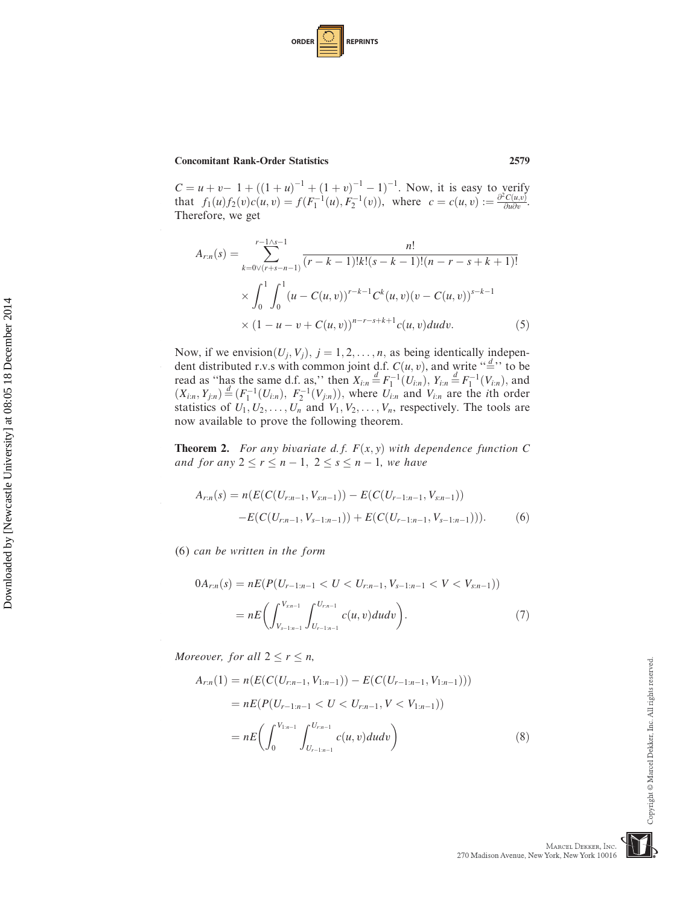$C = u + v - 1 + ((1+u)^{-1} + (1+v)^{-1} - 1)^{-1}$. Now, it is easy to verify that $f_1(u)f_2(v)c(u,v) = f(F_1^{-1}(u), F_2^{-1}(v))$, where $c = c(u,v) := \frac{\partial^2 C(u,v)}{\partial u \partial v}$. Therefore, we get

$$
\begin{aligned}
A_{r:n}(s) = \sum_{k=0\vee(r+s-n-1)}^{r-1\wedge s-1} & \frac{n!}{(r-k-1)!k!(s-k-1)!(n-r-s+k+1)!} \\
& \times \int_0^1 \int_0^1 (u - C(u,v))^{r-k-1} C^k(u,v)(v - C(u,v))^{s-k-1} \\
& \times (1 - u - v + C(u,v))^{n-r-s+k+1} c(u,v)\,du\,dv. \qquad (5)
\end{aligned}
$$

Now, if we envision $(U_j, V_j)$, $j = 1, 2, \ldots, n$, as being identically independent distributed r.v.s with common joint d.f. $C(u,v)$, and write "$\stackrel{d}{=}$" to be read as "has the same d.f. as," then $X_{i:n} \stackrel{d}{=} F_1^{-1}(U_{i:n})$, $Y_{i:n} \stackrel{d}{=} F_1^{-1}(V_{i:n})$, and $(X_{i:n}, Y_{j:n}) \stackrel{d}{=} (F_1^{-1}(U_{i:n}),\ F_2^{-1}(V_{j:n}))$, where $U_{i:n}$ and $V_{i:n}$ are the $i$th order statistics of $U_1, U_2, \ldots, U_n$ and $V_1, V_2, \ldots, V_n$, respectively. The tools are now available to prove the following theorem.

**Theorem 2.** *For any bivariate d.f. $F(x,y)$ with dependence function $C$ and for any $2 \le r \le n-1$, $2 \le s \le n-1$, we have*

$$
\begin{aligned}
A_{r:n}(s) = n(& E(C(U_{r:n-1}, V_{s:n-1})) - E(C(U_{r-1:n-1}, V_{s:n-1})) \\
& - E(C(U_{r:n-1}, V_{s-1:n-1})) + E(C(U_{r-1:n-1}, V_{s-1:n-1}))). \qquad (6)
\end{aligned}
$$

(6) *can be written in the form*

$$
\begin{aligned}
0A_{r:n}(s) &= nE(P(U_{r-1:n-1} < U < U_{r:n-1}, V_{s-1:n-1} < V < V_{s:n-1})) \\
&= nE\left(\int_{V_{s-1:n-1}}^{V_{s:n-1}} \int_{U_{r-1:n-1}}^{U_{r:n-1}} c(u,v)\,du\,dv\right). \qquad (7)
\end{aligned}
$$

*Moreover, for all $2 \le r \le n$,*

$$
\begin{aligned}
A_{r:n}(1) &= n(E(C(U_{r:n-1}, V_{1:n-1})) - E(C(U_{r-1:n-1}, V_{1:n-1}))) \\
&= nE(P(U_{r-1:n-1} < U < U_{r:n-1}, V < V_{1:n-1})) \\
&= nE\left(\int_0^{V_{1:n-1}} \int_{U_{r-1:n-1}}^{U_{r:n-1}} c(u,v)\,du\,dv\right) \qquad (8)
\end{aligned}
$$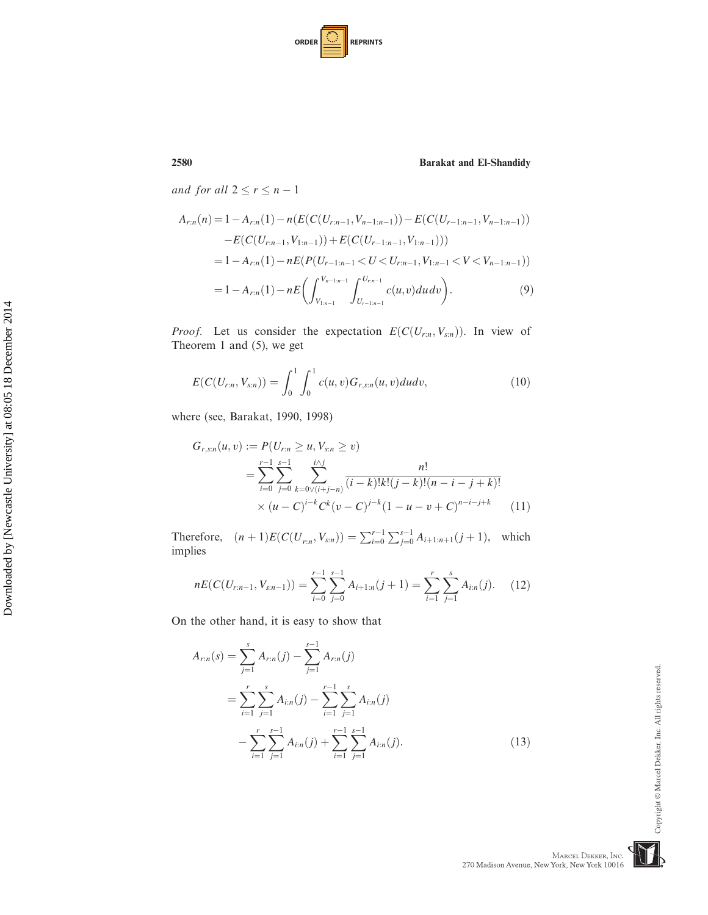*and for all* $2 \leq r \leq n-1$

$$
\begin{aligned}
A_{r:n}(n) &= 1 - A_{r:n}(1) - n(E(C(U_{r:n-1}, V_{n-1:n-1})) - E(C(U_{r-1:n-1}, V_{n-1:n-1})) \\
&\quad - E(C(U_{r:n-1}, V_{1:n-1})) + E(C(U_{r-1:n-1}, V_{1:n-1}))) \\
&= 1 - A_{r:n}(1) - nE(P(U_{r-1:n-1} < U < U_{r:n-1}, V_{1:n-1} < V < V_{n-1:n-1})) \\
&= 1 - A_{r:n}(1) - nE\left(\int_{V_{1:n-1}}^{V_{n-1:n-1}} \int_{U_{r-1:n-1}}^{U_{r:n-1}} c(u,v)\,du\,dv\right). \qquad (9)
\end{aligned}
$$

*Proof.* Let us consider the expectation $E(C(U_{r:n}, V_{s:n}))$. In view of Theorem 1 and (5), we get

$$
E(C(U_{r:n}, V_{s:n})) = \int_0^1 \int_0^1 c(u,v) G_{r,s:n}(u,v)\,du\,dv, \qquad (10)
$$

where (see, Barakat, 1990, 1998)

$$
\begin{aligned}
G_{r,s:n}(u,v) &:= P(U_{r:n} \geq u, V_{s:n} \geq v) \\
&= \sum_{i=0}^{r-1} \sum_{j=0}^{s-1} \sum_{k=0 \vee (i+j-n)}^{i \wedge j} \frac{n!}{(i-k)!k!(j-k)!(n-i-j+k)!} \\
&\quad \times (u-C)^{i-k} C^k (v-C)^{j-k} (1-u-v+C)^{n-i-j+k} \qquad (11)
\end{aligned}
$$

Therefore, $(n+1)E(C(U_{r:n}, V_{s:n})) = \sum_{i=0}^{r-1} \sum_{j=0}^{s-1} A_{i+1:n+1}(j+1)$, which implies

$$
nE(C(U_{r:n-1}, V_{s:n-1})) = \sum_{i=0}^{r-1} \sum_{j=0}^{s-1} A_{i+1:n}(j+1) = \sum_{i=1}^{r} \sum_{j=1}^{s} A_{i:n}(j). \qquad (12)
$$

On the other hand, it is easy to show that

$$
\begin{aligned}
A_{r:n}(s) &= \sum_{j=1}^{s} A_{r:n}(j) - \sum_{j=1}^{s-1} A_{r:n}(j) \\
&= \sum_{i=1}^{r} \sum_{j=1}^{s} A_{i:n}(j) - \sum_{i=1}^{r-1} \sum_{j=1}^{s} A_{i:n}(j) \\
&\quad - \sum_{i=1}^{r} \sum_{j=1}^{s-1} A_{i:n}(j) + \sum_{i=1}^{r-1} \sum_{j=1}^{s-1} A_{i:n}(j). \qquad (13)
\end{aligned}
$$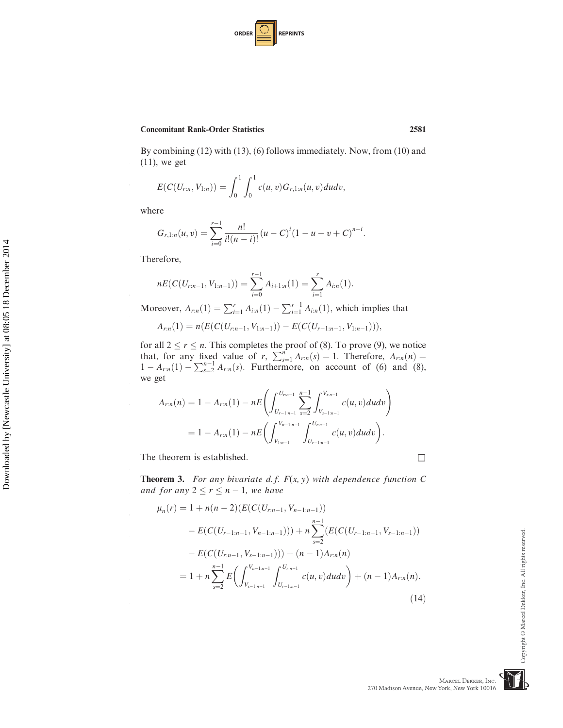By combining (12) with (13), (6) follows immediately. Now, from (10) and (11), we get

$$E(C(U_{r:n}, V_{1:n})) = \int_0^1 \int_0^1 c(u,v) G_{r,1:n}(u,v)\,du dv,$$

where

$$G_{r,1:n}(u,v) = \sum_{i=0}^{r-1} \frac{n!}{i!(n-i)!}(u-C)^i (1-u-v+C)^{n-i}.$$

Therefore,

$$nE(C(U_{r:n-1}, V_{1:n-1})) = \sum_{i=0}^{r-1} A_{i+1:n}(1) = \sum_{i=1}^{r} A_{i:n}(1).$$

Moreover, $A_{r:n}(1) = \sum_{i=1}^{r} A_{i:n}(1) - \sum_{i=1}^{r-1} A_{i:n}(1)$, which implies that

$$A_{r:n}(1) = n(E(C(U_{r:n-1}, V_{1:n-1})) - E(C(U_{r-1:n-1}, V_{1:n-1}))),$$

for all $2 \le r \le n$. This completes the proof of (8). To prove (9), we notice that, for any fixed value of $r$, $\sum_{s=1}^{n} A_{r:n}(s) = 1$. Therefore, $A_{r:n}(n) = 1 - A_{r:n}(1) - \sum_{s=2}^{n-1} A_{r:n}(s)$. Furthermore, on account of (6) and (8), we get

$$\begin{aligned} A_{r:n}(n) &= 1 - A_{r:n}(1) - nE\left(\int_{U_{r-1:n-1}}^{U_{r:n-1}} \sum_{s=2}^{n-1} \int_{V_{s-1:n-1}}^{V_{s:n-1}} c(u,v)\,du dv\right) \\ &= 1 - A_{r:n}(1) - nE\left(\int_{V_{1:n-1}}^{V_{n-1:n-1}} \int_{U_{r-1:n-1}}^{U_{r:n-1}} c(u,v)\,du dv\right). \end{aligned}$$

The theorem is established. □

**Theorem 3.** *For any bivariate d.f. $F(x, y)$ with dependence function $C$ and for any $2 \le r \le n-1$, we have*

$$\begin{aligned} \mu_n(r) &= 1 + n(n-2)(E(C(U_{r:n-1}, V_{n-1:n-1})) \\ &\quad - E(C(U_{r-1:n-1}, V_{n-1:n-1}))) + n\sum_{s=2}^{n-1}(E(C(U_{r-1:n-1}, V_{s-1:n-1})) \\ &\quad - E(C(U_{r:n-1}, V_{s-1:n-1}))) + (n-1)A_{r:n}(n) \\ &= 1 + n\sum_{s=2}^{n-1} E\left(\int_{V_{s-1:n-1}}^{V_{n-1:n-1}} \int_{U_{r-1:n-1}}^{U_{r:n-1}} c(u,v)\,du dv\right) + (n-1)A_{r:n}(n). \end{aligned} \tag{14}$$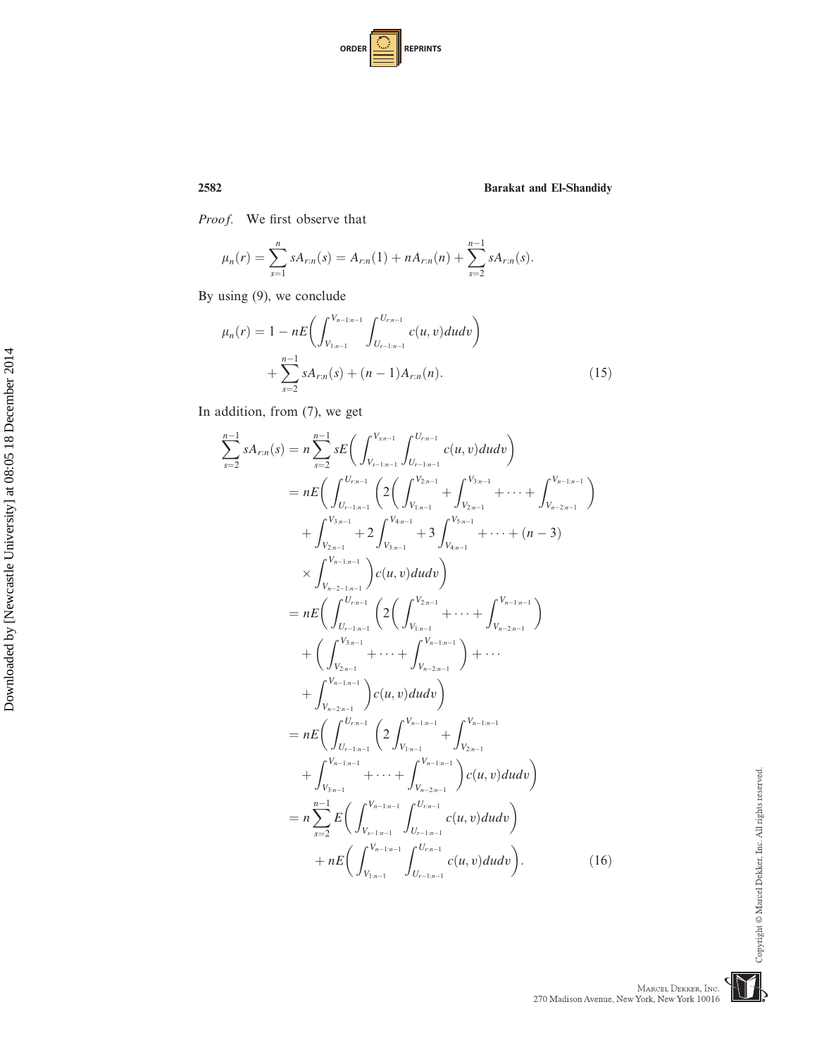*Proof.* We first observe that

$$\mu_n(r) = \sum_{s=1}^{n} sA_{r:n}(s) = A_{r:n}(1) + nA_{r:n}(n) + \sum_{s=2}^{n-1} sA_{r:n}(s).$$

By using (9), we conclude

$$\mu_n(r) = 1 - nE\left(\int_{V_{1:n-1}}^{V_{n-1:n-1}} \int_{U_{r-1:n-1}}^{U_{r:n-1}} c(u,v)dudv\right) + \sum_{s=2}^{n-1} sA_{r:n}(s) + (n-1)A_{r:n}(n). \tag{15}$$

In addition, from (7), we get

$$\begin{aligned}
\sum_{s=2}^{n-1} sA_{r:n}(s) &= n\sum_{s=2}^{n-1} sE\left(\int_{V_{s-1:n-1}}^{V_{s:n-1}} \int_{U_{r-1:n-1}}^{U_{r:n-1}} c(u,v)dudv\right) \\
&= nE\Bigg(\int_{U_{r-1:n-1}}^{U_{r:n-1}} \Bigg(2\Bigg(\int_{V_{1:n-1}}^{V_{2:n-1}} + \int_{V_{2:n-1}}^{V_{3:n-1}} + \cdots + \int_{V_{n-2:n-1}}^{V_{n-1:n-1}}\Bigg) \\
&\quad + \int_{V_{2:n-1}}^{V_{3:n-1}} + 2\int_{V_{3:n-1}}^{V_{4:n-1}} + 3\int_{V_{4:n-1}}^{V_{5:n-1}} + \cdots + (n-3) \\
&\quad \times \int_{V_{n-2-1:n-1}}^{V_{n-1:n-1}}\Bigg) c(u,v)dudv\Bigg) \\
&= nE\Bigg(\int_{U_{r-1:n-1}}^{U_{r:n-1}} \Bigg(2\Bigg(\int_{V_{1:n-1}}^{V_{2:n-1}} + \cdots + \int_{V_{n-2:n-1}}^{V_{n-1:n-1}}\Bigg) \\
&\quad + \Bigg(\int_{V_{2:n-1}}^{V_{3:n-1}} + \cdots + \int_{V_{n-2:n-1}}^{V_{n-1:n-1}}\Bigg) + \cdots \\
&\quad + \int_{V_{n-2:n-1}}^{V_{n-1:n-1}}\Bigg) c(u,v)dudv\Bigg) \\
&= nE\Bigg(\int_{U_{r-1:n-1}}^{U_{r:n-1}} \Bigg(2\int_{V_{1:n-1}}^{V_{n-1:n-1}} + \int_{V_{2:n-1}}^{V_{n-1:n-1}} \\
&\quad + \int_{V_{3:n-1}}^{V_{n-1:n-1}} + \cdots + \int_{V_{n-2:n-1}}^{V_{n-1:n-1}}\Bigg) c(u,v)dudv\Bigg) \\
&= n\sum_{s=2}^{n-1} E\left(\int_{V_{s-1:n-1}}^{V_{n-1:n-1}} \int_{U_{r-1:n-1}}^{U_{r:n-1}} c(u,v)dudv\right) \\
&\quad + nE\left(\int_{V_{1:n-1}}^{V_{n-1:n-1}} \int_{U_{r-1:n-1}}^{U_{r:n-1}} c(u,v)dudv\right).
\end{aligned} \tag{16}$$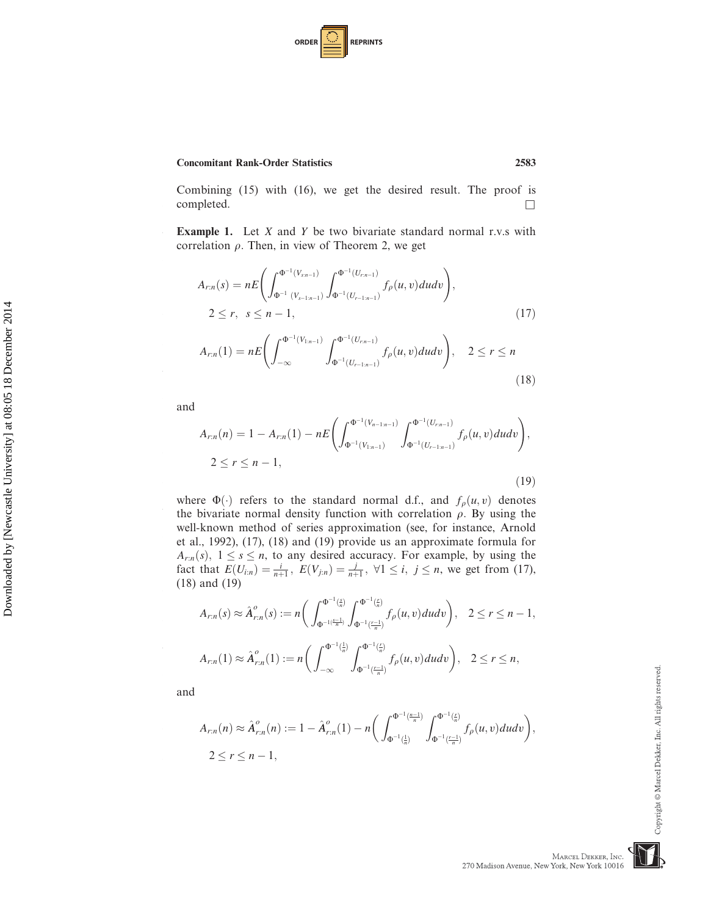Combining (15) with (16), we get the desired result. The proof is completed. □

**Example 1.** Let $X$ and $Y$ be two bivariate standard normal r.v.s with correlation $\rho$. Then, in view of Theorem 2, we get

$$A_{r:n}(s) = nE\left(\int_{\Phi^{-1}(V_{s-1:n-1})}^{\Phi^{-1}(V_{s:n-1})} \int_{\Phi^{-1}(U_{r-1:n-1})}^{\Phi^{-1}(U_{r:n-1})} f_\rho(u,v)\,du\,dv\right),$$
$$2 \le r, \ \ s \le n-1, \tag{17}$$

$$A_{r:n}(1) = nE\left(\int_{-\infty}^{\Phi^{-1}(V_{1:n-1})} \int_{\Phi^{-1}(U_{r-1:n-1})}^{\Phi^{-1}(U_{r:n-1})} f_\rho(u,v)\,du\,dv\right), \quad 2 \le r \le n \tag{18}$$

and

$$A_{r:n}(n) = 1 - A_{r:n}(1) - nE\left(\int_{\Phi^{-1}(V_{1:n-1})}^{\Phi^{-1}(V_{n-1:n-1})} \int_{\Phi^{-1}(U_{r-1:n-1})}^{\Phi^{-1}(U_{r:n-1})} f_\rho(u,v)\,du\,dv\right),$$
$$2 \le r \le n-1, \tag{19}$$

where $\Phi(\cdot)$ refers to the standard normal d.f., and $f_\rho(u,v)$ denotes the bivariate normal density function with correlation $\rho$. By using the well-known method of series approximation (see, for instance, Arnold et al., 1992), (17), (18) and (19) provide us an approximate formula for $A_{r:n}(s)$, $1 \le s \le n$, to any desired accuracy. For example, by using the fact that $E(U_{i:n}) = \frac{i}{n+1}$, $E(V_{j:n}) = \frac{j}{n+1}$, $\forall 1 \le i, \ j \le n$, we get from (17), (18) and (19)

$$A_{r:n}(s) \approx \hat{A}^{o}_{r:n}(s) := n\left(\int_{\Phi^{-1}(\frac{s-1}{n})}^{\Phi^{-1}(\frac{s}{n})} \int_{\Phi^{-1}(\frac{r-1}{n})}^{\Phi^{-1}(\frac{r}{n})} f_\rho(u,v)\,du\,dv\right), \quad 2 \le r \le n-1,$$

$$A_{r:n}(1) \approx \hat{A}^{o}_{r:n}(1) := n\left(\int_{-\infty}^{\Phi^{-1}(\frac{1}{n})} \int_{\Phi^{-1}(\frac{r-1}{n})}^{\Phi^{-1}(\frac{r}{n})} f_\rho(u,v)\,du\,dv\right), \quad 2 \le r \le n,$$

and

$$A_{r:n}(n) \approx \hat{A}^{o}_{r:n}(n) := 1 - \hat{A}^{o}_{r:n}(1) - n\left(\int_{\Phi^{-1}(\frac{1}{n})}^{\Phi^{-1}(\frac{n-1}{n})} \int_{\Phi^{-1}(\frac{r-1}{n})}^{\Phi^{-1}(\frac{r}{n})} f_\rho(u,v)\,du\,dv\right),$$
$$2 \le r \le n-1,$$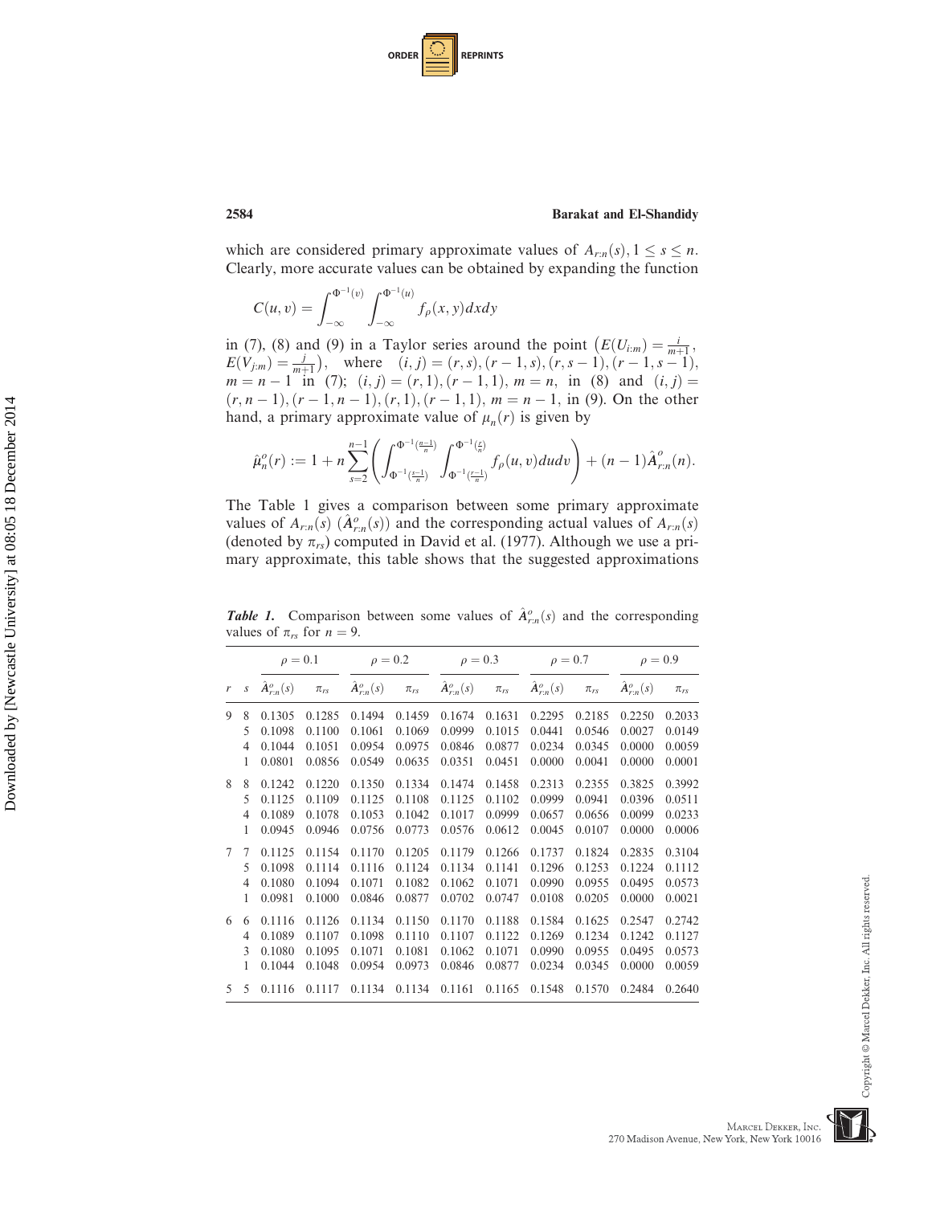which are considered primary approximate values of $A_{r:n}(s), 1 \leq s \leq n$. Clearly, more accurate values can be obtained by expanding the function

$$C(u,v) = \int_{-\infty}^{\Phi^{-1}(v)} \int_{-\infty}^{\Phi^{-1}(u)} f_\rho(x,y)dxdy$$

in (7), (8) and (9) in a Taylor series around the point $\left(E(U_{i:m}) = \frac{i}{m+1}, E(V_{j:m}) = \frac{j}{m+1}\right)$, where $(i,j) = (r,s), (r-1,s), (r,s-1), (r-1,s-1)$, $m = n-1$ in (7); $(i,j) = (r,1), (r-1,1)$, $m = n$, in (8) and $(i,j) = (r,n-1), (r-1,n-1), (r,1), (r-1,1)$, $m = n-1$, in (9). On the other hand, a primary approximate value of $\mu_n(r)$ is given by

$$\hat{\mu}_n^o(r) := 1 + n\sum_{s=2}^{n-1}\left(\int_{\Phi^{-1}\left(\frac{s-1}{n}\right)}^{\Phi^{-1}\left(\frac{n-1}{n}\right)} \int_{\Phi^{-1}\left(\frac{r-1}{n}\right)}^{\Phi^{-1}\left(\frac{r}{n}\right)} f_\rho(u,v)dudv\right) + (n-1)\hat{A}_{r:n}^o(n).$$

The Table 1 gives a comparison between some primary approximate values of $A_{r:n}(s)$ $(\hat{A}_{r:n}^o(s))$ and the corresponding actual values of $A_{r:n}(s)$ (denoted by $\pi_{rs}$) computed in David et al. (1977). Although we use a primary approximate, this table shows that the suggested approximations

***Table 1.*** Comparison between some values of $\hat{A}_{r:n}^o(s)$ and the corresponding values of $\pi_{rs}$ for $n = 9$.

| | | $\rho = 0.1$ | | $\rho = 0.2$ | | $\rho = 0.3$ | | $\rho = 0.7$ | | $\rho = 0.9$ | |
|---|---|---|---|---|---|---|---|---|---|---|---|
| $r$ | $s$ | $\hat{A}_{r:n}^o(s)$ | $\pi_{rs}$ | $\hat{A}_{r:n}^o(s)$ | $\pi_{rs}$ | $\hat{A}_{r:n}^o(s)$ | $\pi_{rs}$ | $\hat{A}_{r:n}^o(s)$ | $\pi_{rs}$ | $\hat{A}_{r:n}^o(s)$ | $\pi_{rs}$ |
| 9 | 8 | 0.1305 | 0.1285 | 0.1494 | 0.1459 | 0.1674 | 0.1631 | 0.2295 | 0.2185 | 0.2250 | 0.2033 |
| | 5 | 0.1098 | 0.1100 | 0.1061 | 0.1069 | 0.0999 | 0.1015 | 0.0441 | 0.0546 | 0.0027 | 0.0149 |
| | 4 | 0.1044 | 0.1051 | 0.0954 | 0.0975 | 0.0846 | 0.0877 | 0.0234 | 0.0345 | 0.0000 | 0.0059 |
| | 1 | 0.0801 | 0.0856 | 0.0549 | 0.0635 | 0.0351 | 0.0451 | 0.0000 | 0.0041 | 0.0000 | 0.0001 |
| 8 | 8 | 0.1242 | 0.1220 | 0.1350 | 0.1334 | 0.1474 | 0.1458 | 0.2313 | 0.2355 | 0.3825 | 0.3992 |
| | 5 | 0.1125 | 0.1109 | 0.1125 | 0.1108 | 0.1125 | 0.1102 | 0.0999 | 0.0941 | 0.0396 | 0.0511 |
| | 4 | 0.1089 | 0.1078 | 0.1053 | 0.1042 | 0.1017 | 0.0999 | 0.0657 | 0.0656 | 0.0099 | 0.0233 |
| | 1 | 0.0945 | 0.0946 | 0.0756 | 0.0773 | 0.0576 | 0.0612 | 0.0045 | 0.0107 | 0.0000 | 0.0006 |
| 7 | 7 | 0.1125 | 0.1154 | 0.1170 | 0.1205 | 0.1179 | 0.1266 | 0.1737 | 0.1824 | 0.2835 | 0.3104 |
| | 5 | 0.1098 | 0.1114 | 0.1116 | 0.1124 | 0.1134 | 0.1141 | 0.1296 | 0.1253 | 0.1224 | 0.1112 |
| | 4 | 0.1080 | 0.1094 | 0.1071 | 0.1082 | 0.1062 | 0.1071 | 0.0990 | 0.0955 | 0.0495 | 0.0573 |
| | 1 | 0.0981 | 0.1000 | 0.0846 | 0.0877 | 0.0702 | 0.0747 | 0.0108 | 0.0205 | 0.0000 | 0.0021 |
| 6 | 6 | 0.1116 | 0.1126 | 0.1134 | 0.1150 | 0.1170 | 0.1188 | 0.1584 | 0.1625 | 0.2547 | 0.2742 |
| | 4 | 0.1089 | 0.1107 | 0.1098 | 0.1110 | 0.1107 | 0.1122 | 0.1269 | 0.1234 | 0.1242 | 0.1127 |
| | 3 | 0.1080 | 0.1095 | 0.1071 | 0.1081 | 0.1062 | 0.1071 | 0.0990 | 0.0955 | 0.0495 | 0.0573 |
| | 1 | 0.1044 | 0.1048 | 0.0954 | 0.0973 | 0.0846 | 0.0877 | 0.0234 | 0.0345 | 0.0000 | 0.0059 |
| 5 | 5 | 0.1116 | 0.1117 | 0.1134 | 0.1134 | 0.1161 | 0.1165 | 0.1548 | 0.1570 | 0.2484 | 0.2640 |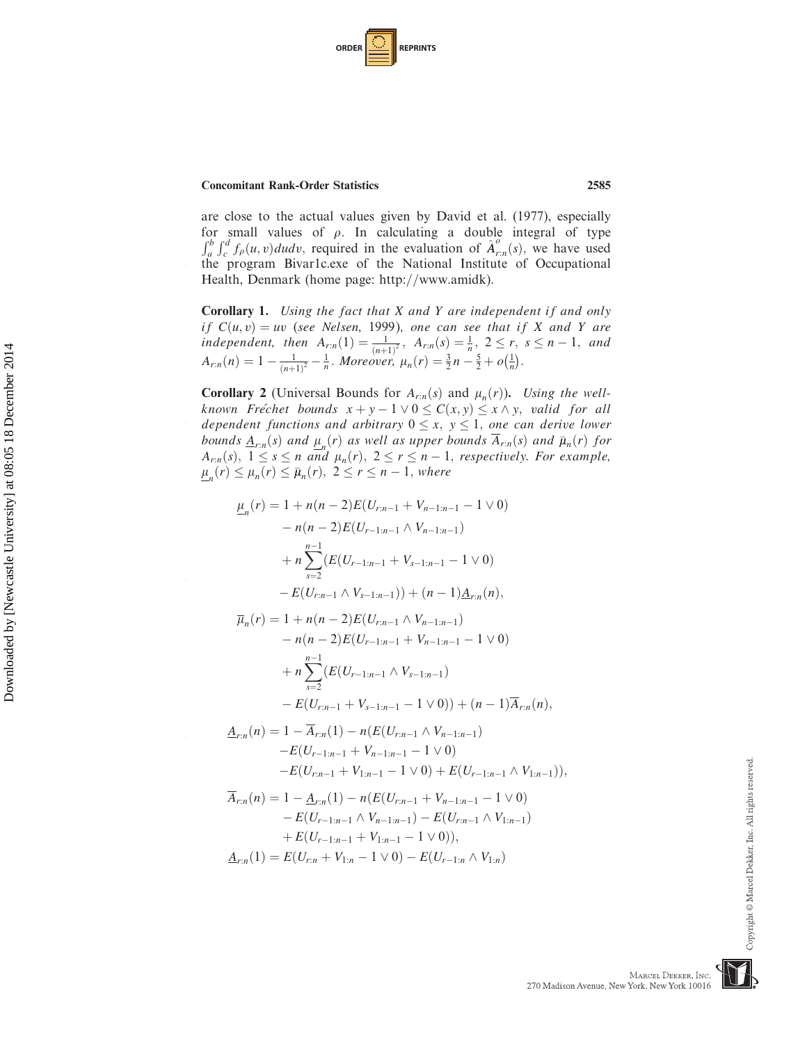are close to the actual values given by David et al. (1977), especially for small values of $\rho$. In calculating a double integral of type $\int_a^b \int_c^d f_\rho(u,v)dudv$, required in the evaluation of $\hat{A}^o_{r:n}(s)$, we have used the program Bivar1c.exe of the National Institute of Occupational Health, Denmark (home page: http://www.amidk).

**Corollary 1.** *Using the fact that X and Y are independent if and only if* $C(u,v) = uv$ *(see Nelsen, 1999), one can see that if X and Y are independent, then* $A_{r:n}(1) = \frac{1}{(n+1)^2}$, $A_{r:n}(s) = \frac{1}{n}$, $2 \leq r,\ s \leq n-1$, *and* $A_{r:n}(n) = 1 - \frac{1}{(n+1)^2} - \frac{1}{n}$. *Moreover,* $\mu_n(r) = \frac{3}{2}n - \frac{5}{2} + o\left(\frac{1}{n}\right)$.

**Corollary 2** (Universal Bounds for $A_{r:n}(s)$ and $\mu_n(r)$)**.** *Using the well-known Fréchet bounds* $x + y - 1 \vee 0 \leq C(x,y) \leq x \wedge y$, *valid for all dependent functions and arbitrary* $0 \leq x,\ y \leq 1$, *one can derive lower bounds* $\underline{A}_{r:n}(s)$ *and* $\underline{\mu}_n(r)$ *as well as upper bounds* $\overline{A}_{r:n}(s)$ *and* $\bar{\mu}_n(r)$ *for* $A_{r:n}(s)$, $1 \leq s \leq n$ *and* $\mu_n(r)$, $2 \leq r \leq n-1$, *respectively. For example,* $\underline{\mu}_n(r) \leq \mu_n(r) \leq \bar{\mu}_n(r)$, $2 \leq r \leq n-1$, *where*

$$
\begin{aligned}
\underline{\mu}_n(r) &= 1 + n(n-2)E(U_{r:n-1} + V_{n-1:n-1} - 1 \vee 0) \\
&\quad - n(n-2)E(U_{r-1:n-1} \wedge V_{n-1:n-1}) \\
&\quad + n\sum_{s=2}^{n-1}(E(U_{r-1:n-1} + V_{s-1:n-1} - 1 \vee 0) \\
&\quad - E(U_{r:n-1} \wedge V_{s-1:n-1})) + (n-1)\underline{A}_{r:n}(n),
\end{aligned}
$$

$$
\begin{aligned}
\overline{\mu}_n(r) &= 1 + n(n-2)E(U_{r:n-1} \wedge V_{n-1:n-1}) \\
&\quad - n(n-2)E(U_{r-1:n-1} + V_{n-1:n-1} - 1 \vee 0) \\
&\quad + n\sum_{s=2}^{n-1}(E(U_{r-1:n-1} \wedge V_{s-1:n-1}) \\
&\quad - E(U_{r:n-1} + V_{s-1:n-1} - 1 \vee 0)) + (n-1)\overline{A}_{r:n}(n),
\end{aligned}
$$

$$
\begin{aligned}
\underline{A}_{r:n}(n) &= 1 - \overline{A}_{r:n}(1) - n(E(U_{r:n-1} \wedge V_{n-1:n-1}) \\
&\quad - E(U_{r-1:n-1} + V_{n-1:n-1} - 1 \vee 0) \\
&\quad - E(U_{r:n-1} + V_{1:n-1} - 1 \vee 0) + E(U_{r-1:n-1} \wedge V_{1:n-1})),
\end{aligned}
$$

$$
\begin{aligned}
\overline{A}_{r:n}(n) &= 1 - \underline{A}_{r:n}(1) - n(E(U_{r:n-1} + V_{n-1:n-1} - 1 \vee 0) \\
&\quad - E(U_{r-1:n-1} \wedge V_{n-1:n-1}) - E(U_{r:n-1} \wedge V_{1:n-1}) \\
&\quad + E(U_{r-1:n-1} + V_{1:n-1} - 1 \vee 0)),
\end{aligned}
$$

$$
\underline{A}_{r:n}(1) = E(U_{r:n} + V_{1:n} - 1 \vee 0) - E(U_{r-1:n} \wedge V_{1:n})
$$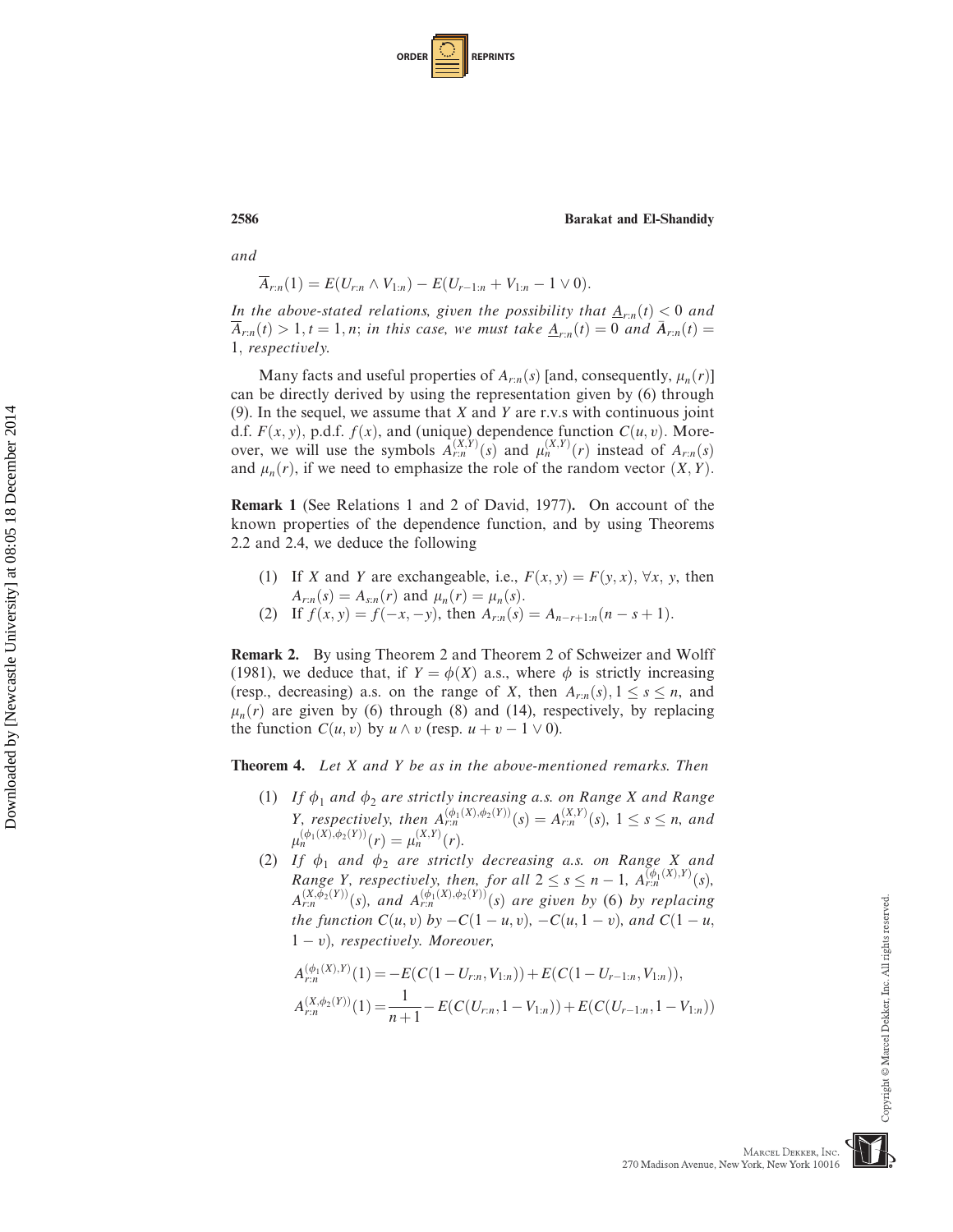*and*

$$\overline{A}_{r:n}(1) = E(U_{r:n} \wedge V_{1:n}) - E(U_{r-1:n} + V_{1:n} - 1 \vee 0).$$

*In the above-stated relations, given the possibility that* $\underline{A}_{r:n}(t) < 0$ *and* $\overline{A}_{r:n}(t) > 1, t = 1, n$; *in this case, we must take* $\underline{A}_{r:n}(t) = 0$ *and* $\bar{A}_{r:n}(t) = 1$, *respectively.*

Many facts and useful properties of $A_{r:n}(s)$ [and, consequently, $\mu_n(r)$] can be directly derived by using the representation given by (6) through (9). In the sequel, we assume that $X$ and $Y$ are r.v.s with continuous joint d.f. $F(x, y)$, p.d.f. $f(x)$, and (unique) dependence function $C(u, v)$. Moreover, we will use the symbols $A_{r:n}^{(X,Y)}(s)$ and $\mu_n^{(X,Y)}(r)$ instead of $A_{r:n}(s)$ and $\mu_n(r)$, if we need to emphasize the role of the random vector $(X, Y)$.

**Remark 1** (See Relations 1 and 2 of David, 1977)**.** On account of the known properties of the dependence function, and by using Theorems 2.2 and 2.4, we deduce the following

(1) If $X$ and $Y$ are exchangeable, i.e., $F(x, y) = F(y, x)$, $\forall x$, $y$, then $A_{r:n}(s) = A_{s:n}(r)$ and $\mu_n(r) = \mu_n(s)$.
(2) If $f(x, y) = f(-x, -y)$, then $A_{r:n}(s) = A_{n-r+1:n}(n - s + 1)$.

**Remark 2.** By using Theorem 2 and Theorem 2 of Schweizer and Wolff (1981), we deduce that, if $Y = \phi(X)$ a.s., where $\phi$ is strictly increasing (resp., decreasing) a.s. on the range of $X$, then $A_{r:n}(s), 1 \leq s \leq n$, and $\mu_n(r)$ are given by (6) through (8) and (14), respectively, by replacing the function $C(u, v)$ by $u \wedge v$ (resp. $u + v - 1 \vee 0$).

**Theorem 4.** *Let X and Y be as in the above-mentioned remarks. Then*

(1) *If* $\phi_1$ *and* $\phi_2$ *are strictly increasing a.s. on Range X and Range Y, respectively, then* $A_{r:n}^{(\phi_1(X),\phi_2(Y))}(s) = A_{r:n}^{(X,Y)}(s)$, $1 \leq s \leq n$, *and* $\mu_n^{(\phi_1(X),\phi_2(Y))}(r) = \mu_n^{(X,Y)}(r)$.
(2) *If* $\phi_1$ *and* $\phi_2$ *are strictly decreasing a.s. on Range X and Range Y, respectively, then, for all* $2 \leq s \leq n - 1$, $A_{r:n}^{(\phi_1(X),Y)}(s)$, $A_{r:n}^{(X,\phi_2(Y))}(s)$, *and* $A_{r:n}^{(\phi_1(X),\phi_2(Y))}(s)$ *are given by* (6) *by replacing the function* $C(u, v)$ *by* $-C(1 - u, v)$, $-C(u, 1 - v)$, *and* $C(1 - u, 1 - v)$, *respectively. Moreover,*

$$A_{r:n}^{(\phi_1(X),Y)}(1) = -E(C(1 - U_{r:n}, V_{1:n})) + E(C(1 - U_{r-1:n}, V_{1:n})),$$

$$A_{r:n}^{(X,\phi_2(Y))}(1) = \frac{1}{n+1} - E(C(U_{r:n}, 1 - V_{1:n})) + E(C(U_{r-1:n}, 1 - V_{1:n}))$$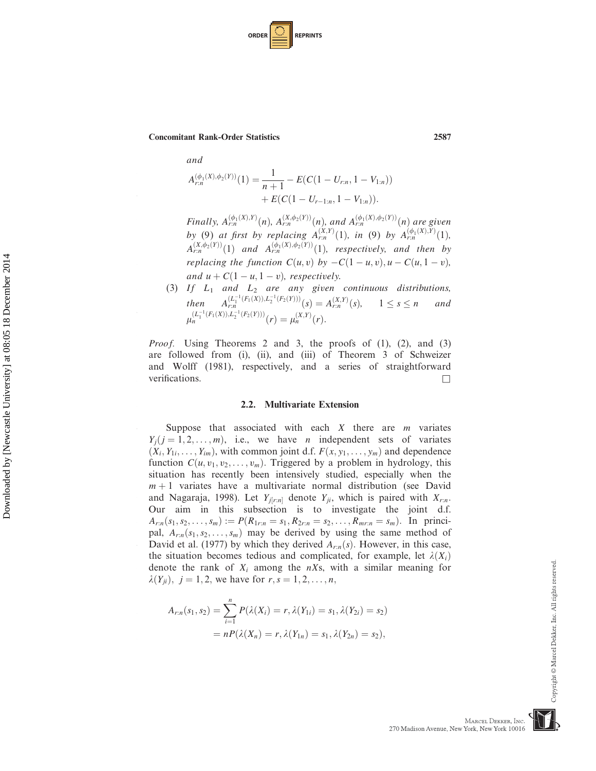*and*

$$A_{r:n}^{(\phi_1(X),\phi_2(Y))}(1) = \frac{1}{n+1} - E(C(1-U_{r:n}, 1-V_{1:n})) + E(C(1-U_{r-1:n}, 1-V_{1:n})).$$

*Finally,* $A_{r:n}^{(\phi_1(X),Y)}(n)$*,* $A_{r:n}^{(X,\phi_2(Y))}(n)$*, and* $A_{r:n}^{(\phi_1(X),\phi_2(Y))}(n)$ *are given by (9) at first by replacing* $A_{r:n}^{(X,Y)}(1)$*, in (9) by* $A_{r:n}^{(\phi_1(X),Y)}(1)$*,* $A_{r:n}^{(X,\phi_2(Y))}(1)$ *and* $A_{r:n}^{(\phi_1(X),\phi_2(Y))}(1)$*, respectively, and then by replacing the function* $C(u,v)$ *by* $-C(1-u,v), u - C(u, 1-v)$*, and* $u + C(1-u, 1-v)$*, respectively.*

(3) *If* $L_1$ *and* $L_2$ *are any given continuous distributions, then* $A_{r:n}^{(L_1^{-1}(F_1(X)),L_2^{-1}(F_2(Y)))}(s) = A_{r:n}^{(X,Y)}(s)$*,* $\quad 1 \leq s \leq n$ *and* $\mu_n^{(L_1^{-1}(F_1(X)),L_2^{-1}(F_2(Y)))}(r) = \mu_n^{(X,Y)}(r)$*.*

*Proof.* Using Theorems 2 and 3, the proofs of (1), (2), and (3) are followed from (i), (ii), and (iii) of Theorem 3 of Schweizer and Wolff (1981), respectively, and a series of straightforward verifications. □

### 2.2. Multivariate Extension

Suppose that associated with each $X$ there are $m$ variates $Y_j (j = 1, 2, \ldots, m)$, i.e., we have $n$ independent sets of variates $(X_i, Y_{1i}, \ldots, Y_{im})$, with common joint d.f. $F(x, y_1, \ldots, y_m)$ and dependence function $C(u, v_1, v_2, \ldots, v_m)$. Triggered by a problem in hydrology, this situation has recently been intensively studied, especially when the $m+1$ variates have a multivariate normal distribution (see David and Nagaraja, 1998). Let $Y_{j[r:n]}$ denote $Y_{ji}$, which is paired with $X_{r:n}$. Our aim in this subsection is to investigate the joint d.f. $A_{r:n}(s_1, s_2, \ldots, s_m) := P(R_{1r:n} = s_1, R_{2r:n} = s_2, \ldots, R_{mr:n} = s_m)$. In principal, $A_{r:n}(s_1, s_2, \ldots, s_m)$ may be derived by using the same method of David et al. (1977) by which they derived $A_{r:n}(s)$. However, in this case, the situation becomes tedious and complicated, for example, let $\lambda(X_i)$ denote the rank of $X_i$ among the $nX$s, with a similar meaning for $\lambda(Y_{ji})$, $j = 1, 2$, we have for $r, s = 1, 2, \ldots, n$,

$$\begin{aligned}
A_{r:n}(s_1, s_2) &= \sum_{i=1}^{n} P(\lambda(X_i) = r, \lambda(Y_{1i}) = s_1, \lambda(Y_{2i}) = s_2) \\
&= nP(\lambda(X_n) = r, \lambda(Y_{1n}) = s_1, \lambda(Y_{2n}) = s_2),
\end{aligned}$$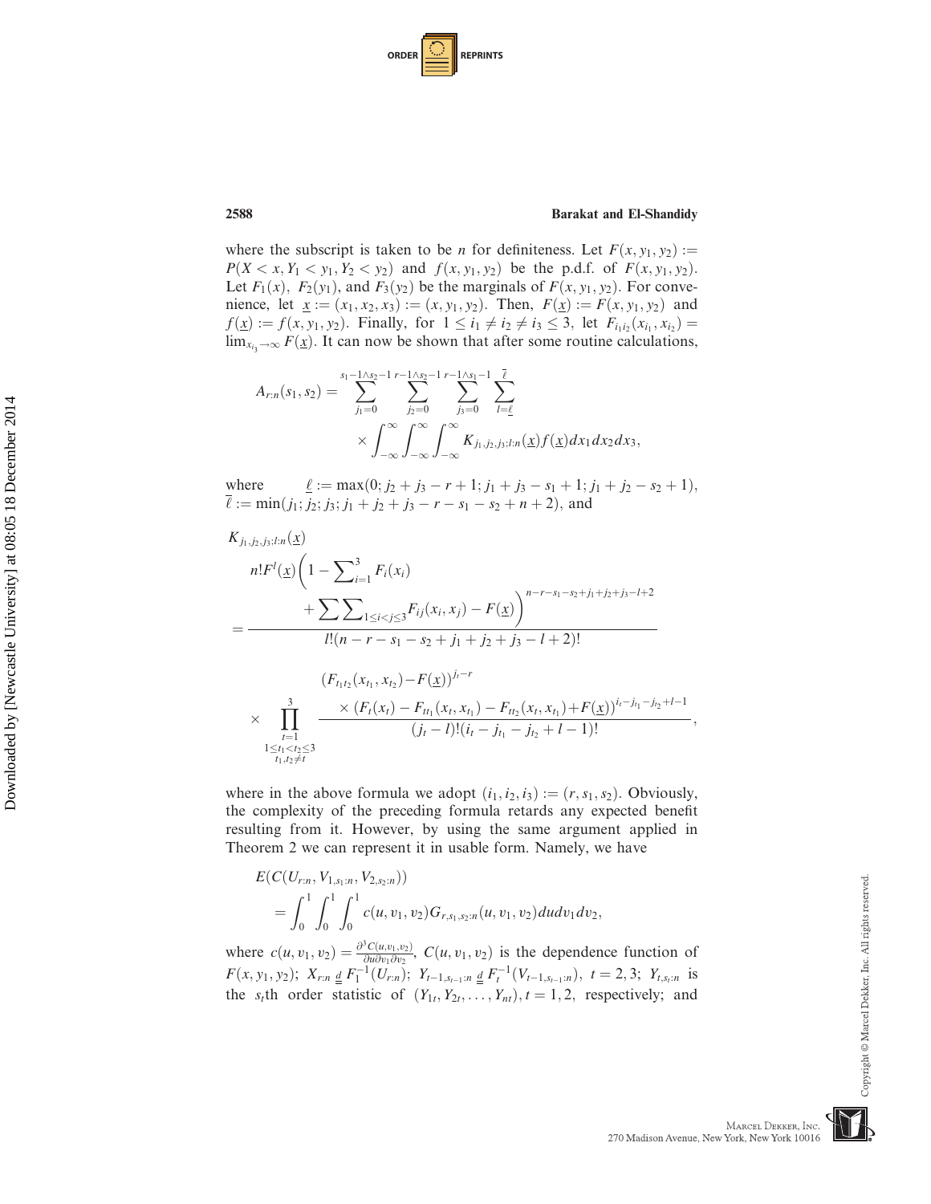where the subscript is taken to be $n$ for definiteness. Let $F(x, y_1, y_2) := P(X < x, Y_1 < y_1, Y_2 < y_2)$ and $f(x, y_1, y_2)$ be the p.d.f. of $F(x, y_1, y_2)$. Let $F_1(x)$, $F_2(y_1)$, and $F_3(y_2)$ be the marginals of $F(x, y_1, y_2)$. For convenience, let $\underline{x} := (x_1, x_2, x_3) := (x, y_1, y_2)$. Then, $F(\underline{x}) := F(x, y_1, y_2)$ and $f(\underline{x}) := f(x, y_1, y_2)$. Finally, for $1 \leq i_1 \neq i_2 \neq i_3 \leq 3$, let $F_{i_1 i_2}(x_{i_1}, x_{i_2}) = \lim_{x_{i_3} \to \infty} F(\underline{x})$. It can now be shown that after some routine calculations,

$$A_{r:n}(s_1, s_2) = \sum_{j_1=0}^{s_1-1\wedge s_2-1} \sum_{j_2=0}^{r-1\wedge s_2-1} \sum_{j_3=0}^{r-1\wedge s_1-1} \sum_{l=\underline{\ell}}^{\overline{\ell}} \times \int_{-\infty}^{\infty} \int_{-\infty}^{\infty} \int_{-\infty}^{\infty} K_{j_1,j_2,j_3;l:n}(\underline{x}) f(\underline{x}) dx_1 dx_2 dx_3,$$

where $\underline{\ell} := \max(0; j_2 + j_3 - r + 1; j_1 + j_3 - s_1 + 1; j_1 + j_2 - s_2 + 1)$, $\overline{\ell} := \min(j_1; j_2; j_3; j_1 + j_2 + j_3 - r - s_1 - s_2 + n + 2)$, and

$$K_{j_1,j_2,j_3;l:n}(\underline{x}) = \frac{n! F^l(\underline{x}) \left(1 - \sum_{i=1}^{3} F_i(x_i) + \sum\sum_{1 \leq i < j \leq 3} F_{ij}(x_i, x_j) - F(\underline{x})\right)^{n-r-s_1-s_2+j_1+j_2+j_3-l+2}}{l!(n - r - s_1 - s_2 + j_1 + j_2 + j_3 - l + 2)!}$$

$$\times \prod_{\substack{t=1 \\ 1 \leq t_1 < t_2 \leq 3 \\ t_1, t_2 \neq t}}^{3} \frac{(F_{t_1 t_2}(x_{t_1}, x_{t_2}) - F(\underline{x}))^{j_t - r} \times (F_t(x_t) - F_{t t_1}(x_t, x_{t_1}) - F_{t t_2}(x_t, x_{t_1}) + F(\underline{x}))^{i_t - j_{t_1} - j_{t_2} + l - 1}}{(j_t - l)!(i_t - j_{t_1} - j_{t_2} + l - 1)!},$$

where in the above formula we adopt $(i_1, i_2, i_3) := (r, s_1, s_2)$. Obviously, the complexity of the preceding formula retards any expected benefit resulting from it. However, by using the same argument applied in Theorem 2 we can represent it in usable form. Namely, we have

$$E(C(U_{r:n}, V_{1,s_1:n}, V_{2,s_2:n})) = \int_0^1 \int_0^1 \int_0^1 c(u, v_1, v_2) G_{r,s_1,s_2:n}(u, v_1, v_2) du dv_1 dv_2,$$

where $c(u, v_1, v_2) = \frac{\partial^3 C(u, v_1, v_2)}{\partial u \partial v_1 \partial v_2}$, $C(u, v_1, v_2)$ is the dependence function of $F(x, y_1, y_2)$; $X_{r:n} \underline{\underline{d}} F_1^{-1}(U_{r:n})$; $Y_{t-1,s_{t-1}:n} \underline{\underline{d}} F_t^{-1}(V_{t-1,s_{t-1}:n})$, $t = 2, 3$; $Y_{t,s_t:n}$ is the $s_t$th order statistic of $(Y_{1t}, Y_{2t}, \ldots, Y_{nt}), t = 1, 2$, respectively; and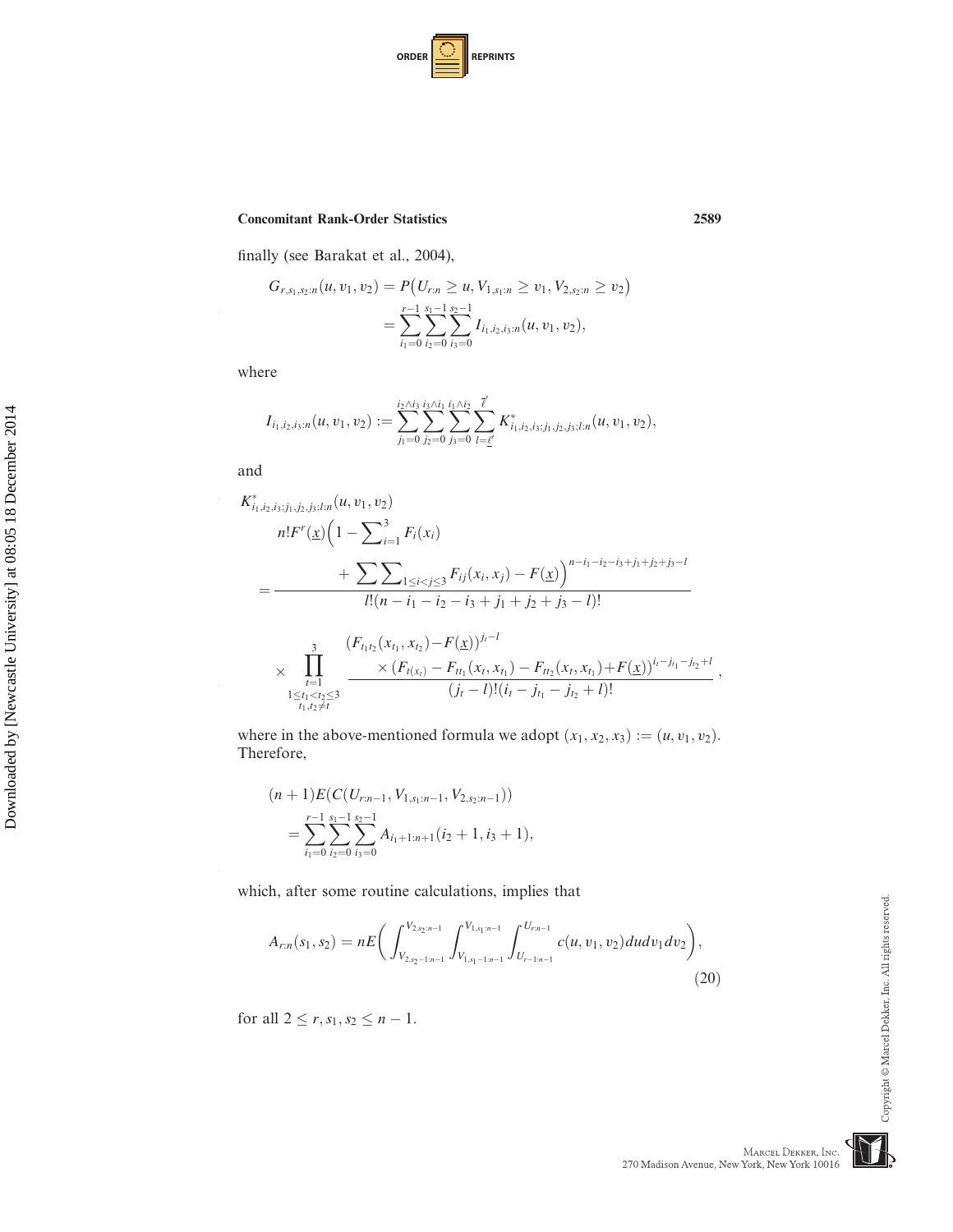finally (see Barakat et al., 2004),

$$
\begin{aligned}
G_{r,s_1,s_2:n}(u,v_1,v_2) &= P\big(U_{r:n} \geq u, V_{1,s_1:n} \geq v_1, V_{2,s_2:n} \geq v_2\big) \\
&= \sum_{i_1=0}^{r-1}\sum_{i_2=0}^{s_1-1}\sum_{i_3=0}^{s_2-1} I_{i_1,i_2,i_3:n}(u,v_1,v_2),
\end{aligned}
$$

where

$$
I_{i_1,i_2,i_3:n}(u,v_1,v_2) := \sum_{j_1=0}^{i_2\wedge i_3}\sum_{j_2=0}^{i_3\wedge i_1}\sum_{j_3=0}^{i_1\wedge i_2}\sum_{l=\underline{\ell}'}^{\overline{\ell}'} K^*_{i_1,i_2,i_3;j_1,j_2,j_3;l:n}(u,v_1,v_2),
$$

and

$$
\begin{aligned}
&K^*_{i_1,i_2,i_3;j_1,j_2,j_3;l:n}(u,v_1,v_2) \\
&= \frac{n!F^r(\underline{x})\Big(1-\sum_{i=1}^{3}F_i(x_i) + \sum\sum_{1\leq i<j\leq 3}F_{ij}(x_i,x_j) - F(\underline{x})\Big)^{n-i_1-i_2-i_3+j_1+j_2+j_3-l}}{l!(n-i_1-i_2-i_3+j_1+j_2+j_3-l)!} \\
&\quad \times \prod_{\substack{t=1 \\ 1\leq t_1<t_2\leq 3 \\ t_1,t_2\neq t}}^{3} \frac{(F_{t_1t_2}(x_{t_1},x_{t_2})-F(\underline{x}))^{j_t-l} \times (F_{t(x_t)} - F_{tt_1}(x_t,x_{t_1}) - F_{tt_2}(x_t,x_{t_1}) + F(\underline{x}))^{i_t-j_{t_1}-j_{t_2}+l}}{(j_t-l)!(i_t-j_{t_1}-j_{t_2}+l)!},
\end{aligned}
$$

where in the above-mentioned formula we adopt $(x_1,x_2,x_3) := (u,v_1,v_2)$. Therefore,

$$
\begin{aligned}
&(n+1)E(C(U_{r:n-1},V_{1,s_1:n-1},V_{2,s_2:n-1})) \\
&\quad = \sum_{i_1=0}^{r-1}\sum_{i_2=0}^{s_1-1}\sum_{i_3=0}^{s_2-1} A_{i_1+1:n+1}(i_2+1,i_3+1),
\end{aligned}
$$

which, after some routine calculations, implies that

$$
A_{r:n}(s_1,s_2) = nE\bigg(\int_{V_{2,s_2-1:n-1}}^{V_{2,s_2:n-1}}\int_{V_{1,s_1-1:n-1}}^{V_{1,s_1:n-1}}\int_{U_{r-1:n-1}}^{U_{r:n-1}} c(u,v_1,v_2)\,du\,dv_1\,dv_2\bigg), \tag{20}
$$

for all $2 \leq r, s_1, s_2 \leq n-1$.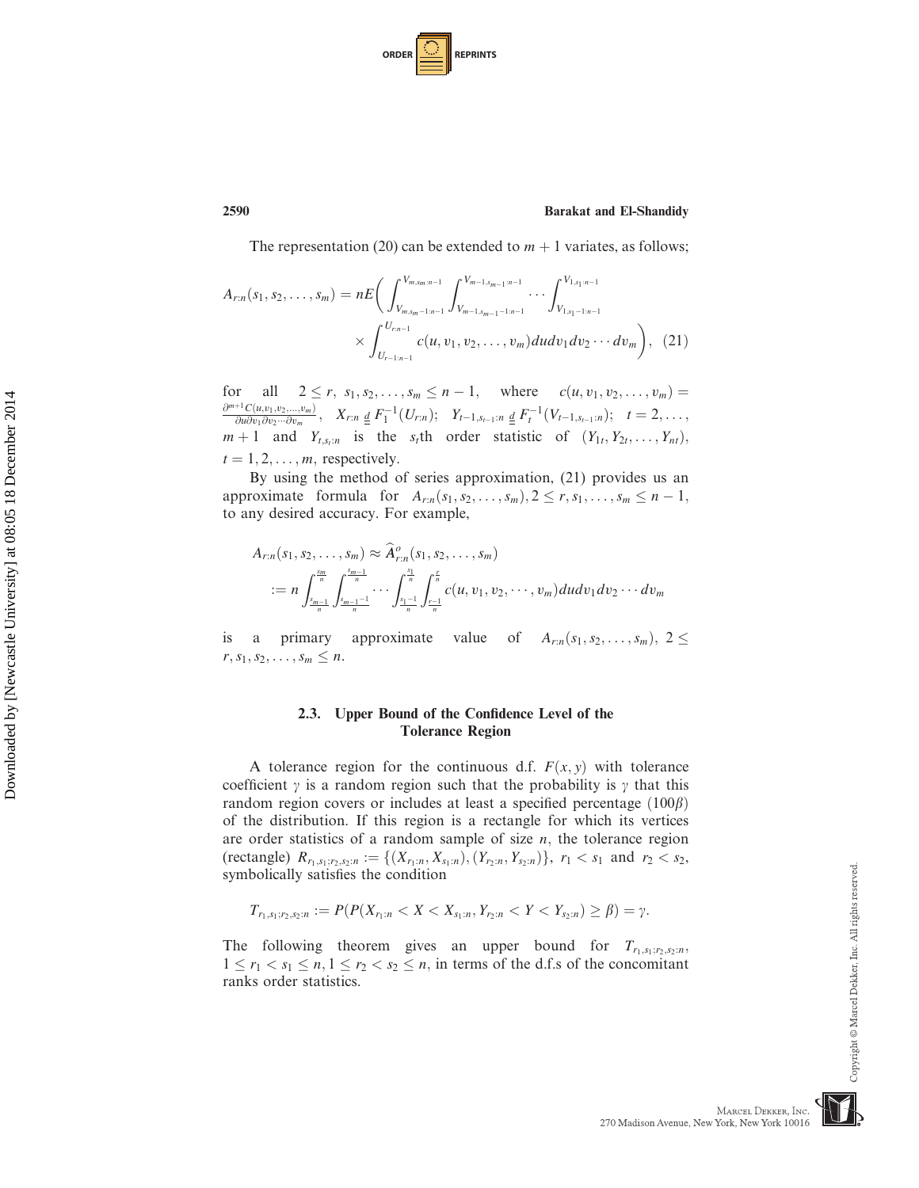The representation (20) can be extended to $m+1$ variates, as follows;

$$A_{r:n}(s_1, s_2, \ldots, s_m) = nE\left( \int_{V_{m,s_m-1:n-1}}^{V_{m,s_m:n-1}} \int_{V_{m-1,s_{m-1}-1:n-1}}^{V_{m-1,s_{m-1}:n-1}} \cdots \int_{V_{1,s_1-1:n-1}}^{V_{1,s_1:n-1}} \right.$$
$$\left. \times \int_{U_{r-1:n-1}}^{U_{r:n-1}} c(u, v_1, v_2, \ldots, v_m) du dv_1 dv_2 \cdots dv_m \right), \quad (21)$$

for all $2 \leq r,\ s_1, s_2, \ldots, s_m \leq n-1$, where $c(u, v_1, v_2, \ldots, v_m) = \frac{\partial^{m+1} C(u, v_1, v_2, \ldots, v_m)}{\partial u \partial v_1 \partial v_2 \cdots \partial v_m}$, $X_{r:n} \underline{\underline{d}}\, F_1^{-1}(U_{r:n})$; $Y_{t-1,s_{t-1}:n} \underline{\underline{d}}\, F_t^{-1}(V_{t-1,s_{t-1}:n})$; $t = 2, \ldots, m+1$ and $Y_{t,s_t:n}$ is the $s_t$th order statistic of $(Y_{1t}, Y_{2t}, \ldots, Y_{nt})$, $t = 1, 2, \ldots, m$, respectively.

By using the method of series approximation, (21) provides us an approximate formula for $A_{r:n}(s_1, s_2, \ldots, s_m), 2 \leq r, s_1, \ldots, s_m \leq n-1$, to any desired accuracy. For example,

$$A_{r:n}(s_1, s_2, \ldots, s_m) \approx \widehat{A}^o_{r:n}(s_1, s_2, \ldots, s_m)$$
$$:= n \int_{\frac{s_m-1}{n}}^{\frac{s_m}{n}} \int_{\frac{s_{m-1}-1}{n}}^{\frac{s_{m-1}}{n}} \cdots \int_{\frac{s_1-1}{n}}^{\frac{s_1}{n}} \int_{\frac{r-1}{n}}^{\frac{r}{n}} c(u, v_1, v_2, \cdots, v_m) du dv_1 dv_2 \cdots dv_m$$

is a primary approximate value of $A_{r:n}(s_1, s_2, \ldots, s_m),\ 2 \leq r, s_1, s_2, \ldots, s_m \leq n$.

### 2.3. Upper Bound of the Confidence Level of the Tolerance Region

A tolerance region for the continuous d.f. $F(x, y)$ with tolerance coefficient $\gamma$ is a random region such that the probability is $\gamma$ that this random region covers or includes at least a specified percentage $(100\beta)$ of the distribution. If this region is a rectangle for which its vertices are order statistics of a random sample of size $n$, the tolerance region (rectangle) $R_{r_1,s_1:r_2,s_2:n} := \{(X_{r_1:n}, X_{s_1:n}), (Y_{r_2:n}, Y_{s_2:n})\}$, $r_1 < s_1$ and $r_2 < s_2$, symbolically satisfies the condition

$$T_{r_1,s_1:r_2,s_2:n} := P(P(X_{r_1:n} < X < X_{s_1:n}, Y_{r_2:n} < Y < Y_{s_2:n}) \geq \beta) = \gamma.$$

The following theorem gives an upper bound for $T_{r_1,s_1:r_2,s_2:n}$, $1 \leq r_1 < s_1 \leq n, 1 \leq r_2 < s_2 \leq n$, in terms of the d.f.s of the concomitant ranks order statistics.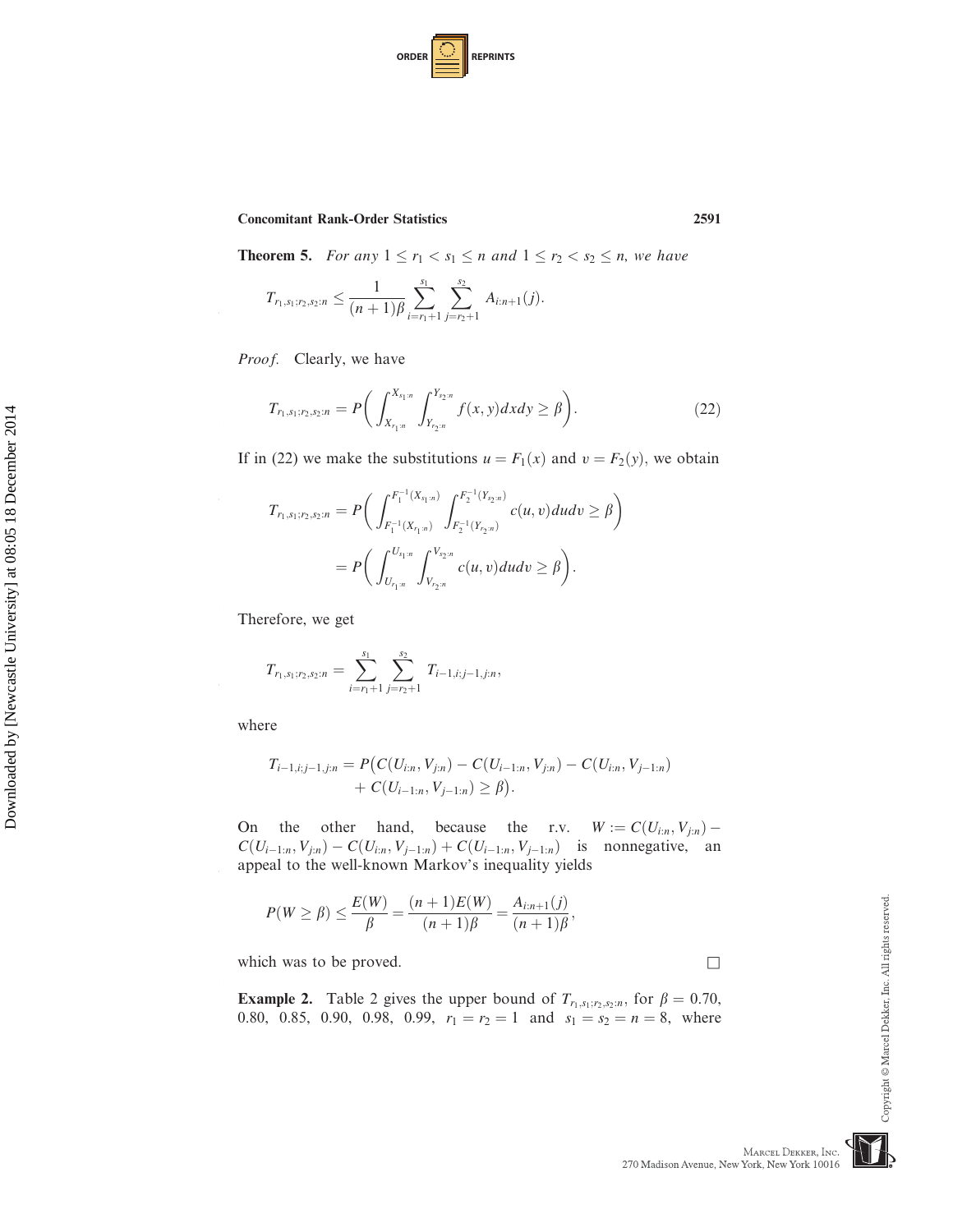**Theorem 5.** *For any $1 \leq r_1 < s_1 \leq n$ and $1 \leq r_2 < s_2 \leq n$, we have*

$$T_{r_1,s_1;r_2,s_2:n} \leq \frac{1}{(n+1)\beta} \sum_{i=r_1+1}^{s_1} \sum_{j=r_2+1}^{s_2} A_{i:n+1}(j).$$

*Proof.* Clearly, we have

$$T_{r_1,s_1;r_2,s_2:n} = P\bigg( \int_{X_{r_1:n}}^{X_{s_1:n}} \int_{Y_{r_2:n}}^{Y_{s_2:n}} f(x,y)dxdy \geq \beta \bigg). \tag{22}$$

If in (22) we make the substitutions $u = F_1(x)$ and $v = F_2(y)$, we obtain

$$\begin{aligned} T_{r_1,s_1;r_2,s_2:n} &= P\bigg( \int_{F_1^{-1}(X_{r_1:n})}^{F_1^{-1}(X_{s_1:n})} \int_{F_2^{-1}(Y_{r_2:n})}^{F_2^{-1}(Y_{s_2:n})} c(u,v)dudv \geq \beta \bigg) \\ &= P\bigg( \int_{U_{r_1:n}}^{U_{s_1:n}} \int_{V_{r_2:n}}^{V_{s_2:n}} c(u,v)dudv \geq \beta \bigg). \end{aligned}$$

Therefore, we get

$$T_{r_1,s_1;r_2,s_2:n} = \sum_{i=r_1+1}^{s_1} \sum_{j=r_2+1}^{s_2} T_{i-1,i;j-1,j:n},$$

where

$$\begin{aligned} T_{i-1,i;j-1,j:n} = P\big( &C(U_{i:n}, V_{j:n}) - C(U_{i-1:n}, V_{j:n}) - C(U_{i:n}, V_{j-1:n}) \\ &+ C(U_{i-1:n}, V_{j-1:n}) \geq \beta \big). \end{aligned}$$

On the other hand, because the r.v. $W := C(U_{i:n}, V_{j:n}) - C(U_{i-1:n}, V_{j:n}) - C(U_{i:n}, V_{j-1:n}) + C(U_{i-1:n}, V_{j-1:n})$ is nonnegative, an appeal to the well-known Markov's inequality yields

$$P(W \geq \beta) \leq \frac{E(W)}{\beta} = \frac{(n+1)E(W)}{(n+1)\beta} = \frac{A_{i:n+1}(j)}{(n+1)\beta},$$

which was to be proved. □

**Example 2.** Table 2 gives the upper bound of $T_{r_1,s_1;r_2,s_2:n}$, for $\beta = 0.70$, $0.80$, $0.85$, $0.90$, $0.98$, $0.99$, $r_1 = r_2 = 1$ and $s_1 = s_2 = n = 8$, where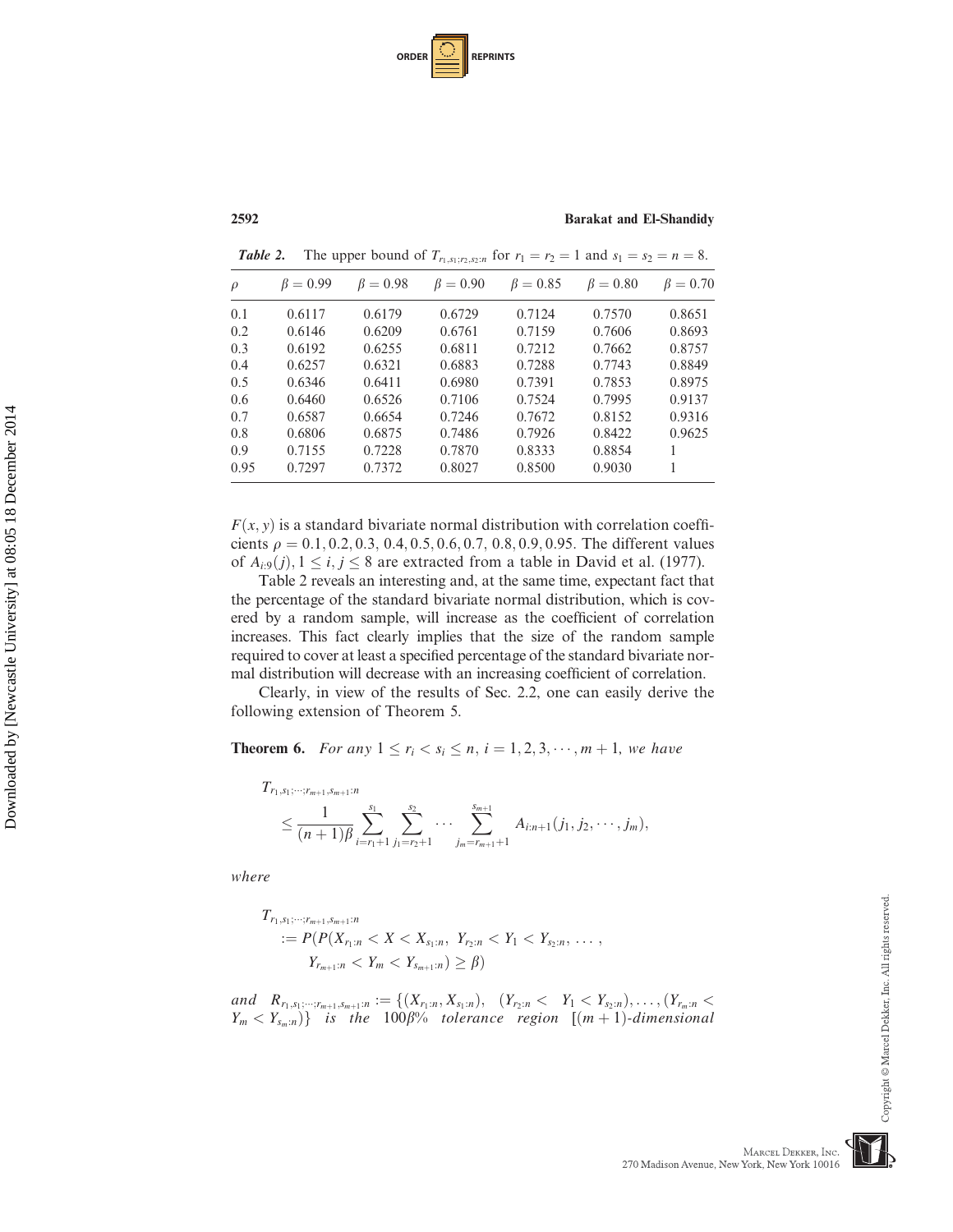*Table 2.* The upper bound of $T_{r_1,s_1;r_2,s_2:n}$ for $r_1 = r_2 = 1$ and $s_1 = s_2 = n = 8$.

| $\rho$ | $\beta = 0.99$ | $\beta = 0.98$ | $\beta = 0.90$ | $\beta = 0.85$ | $\beta = 0.80$ | $\beta = 0.70$ |
|---|---|---|---|---|---|---|
| 0.1 | 0.6117 | 0.6179 | 0.6729 | 0.7124 | 0.7570 | 0.8651 |
| 0.2 | 0.6146 | 0.6209 | 0.6761 | 0.7159 | 0.7606 | 0.8693 |
| 0.3 | 0.6192 | 0.6255 | 0.6811 | 0.7212 | 0.7662 | 0.8757 |
| 0.4 | 0.6257 | 0.6321 | 0.6883 | 0.7288 | 0.7743 | 0.8849 |
| 0.5 | 0.6346 | 0.6411 | 0.6980 | 0.7391 | 0.7853 | 0.8975 |
| 0.6 | 0.6460 | 0.6526 | 0.7106 | 0.7524 | 0.7995 | 0.9137 |
| 0.7 | 0.6587 | 0.6654 | 0.7246 | 0.7672 | 0.8152 | 0.9316 |
| 0.8 | 0.6806 | 0.6875 | 0.7486 | 0.7926 | 0.8422 | 0.9625 |
| 0.9 | 0.7155 | 0.7228 | 0.7870 | 0.8333 | 0.8854 | 1 |
| 0.95 | 0.7297 | 0.7372 | 0.8027 | 0.8500 | 0.9030 | 1 |

$F(x, y)$ is a standard bivariate normal distribution with correlation coefficients $\rho = 0.1, 0.2, 0.3, 0.4, 0.5, 0.6, 0.7, 0.8, 0.9, 0.95$. The different values of $A_{i:9}(j), 1 \leq i, j \leq 8$ are extracted from a table in David et al. (1977).

Table 2 reveals an interesting and, at the same time, expectant fact that the percentage of the standard bivariate normal distribution, which is covered by a random sample, will increase as the coefficient of correlation increases. This fact clearly implies that the size of the random sample required to cover at least a specified percentage of the standard bivariate normal distribution will decrease with an increasing coefficient of correlation.

Clearly, in view of the results of Sec. 2.2, one can easily derive the following extension of Theorem 5.

**Theorem 6.** *For any* $1 \leq r_i < s_i \leq n$, $i = 1, 2, 3, \cdots, m+1$, *we have*

$$T_{r_1,s_1;\cdots;r_{m+1},s_{m+1}:n} \leq \frac{1}{(n+1)\beta} \sum_{i=r_1+1}^{s_1} \sum_{j_1=r_2+1}^{s_2} \cdots \sum_{j_m=r_{m+1}+1}^{s_{m+1}} A_{i:n+1}(j_1, j_2, \cdots, j_m),$$

*where*

$$T_{r_1,s_1;\cdots;r_{m+1},s_{m+1}:n} := P(P(X_{r_1:n} < X < X_{s_1:n},\ Y_{r_2:n} < Y_1 < Y_{s_2:n},\ \ldots,\ Y_{r_{m+1}:n} < Y_m < Y_{s_{m+1}:n}) \geq \beta)$$

*and* $R_{r_1,s_1;\cdots;r_{m+1},s_{m+1}:n} := \{(X_{r_1:n}, X_{s_1:n}),\ (Y_{r_2:n} < Y_1 < Y_{s_2:n}), \ldots, (Y_{r_m:n} < Y_m < Y_{s_m:n})\}$ *is the* $100\beta\%$ *tolerance region* $[(m+1)$*-dimensional*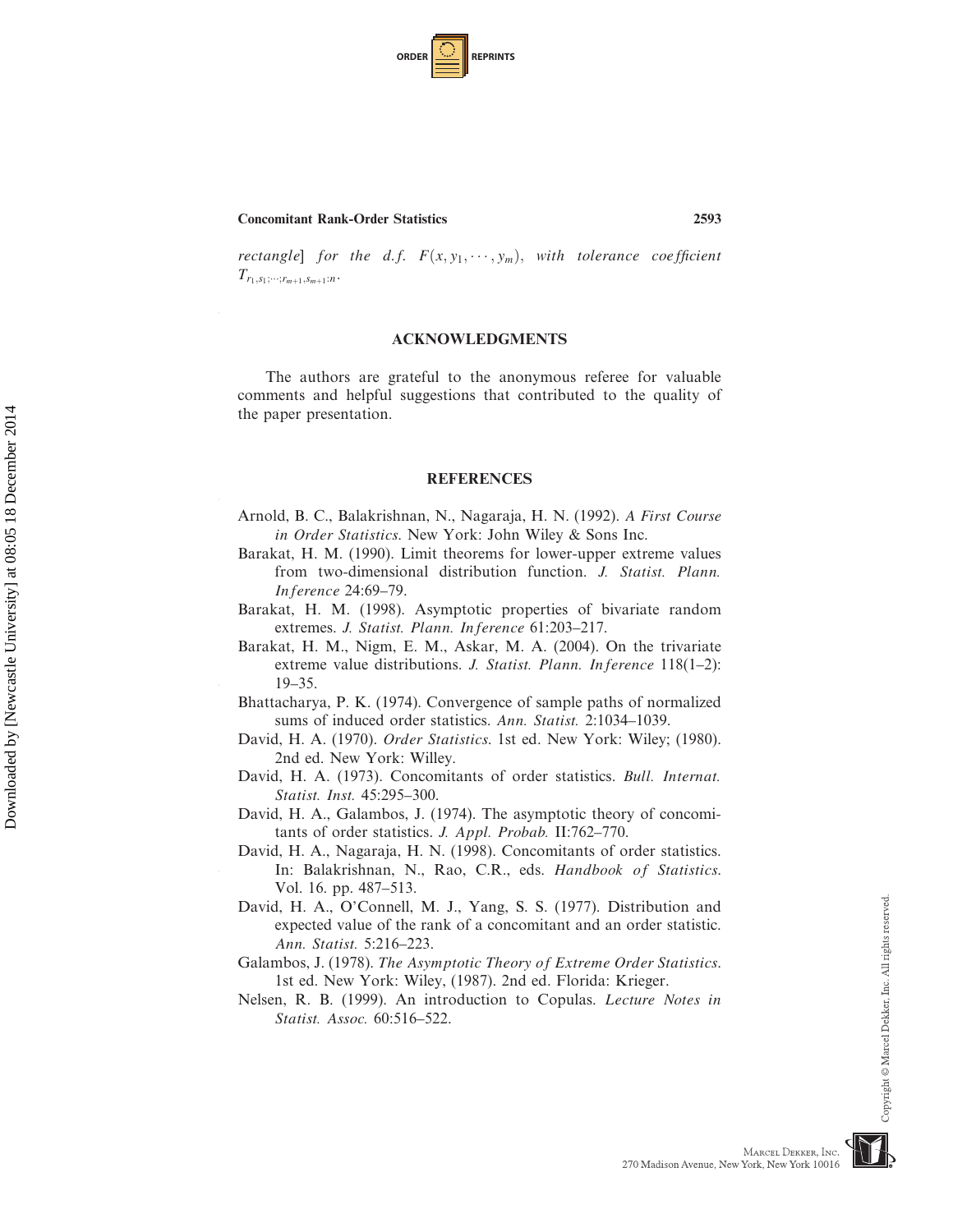*rectangle*] *for the d.f.* $F(x, y_1, \cdots, y_m)$, *with tolerance coefficient* $T_{r_1,s_1;\cdots;r_{m+1},s_{m+1}:n}$.

## ACKNOWLEDGMENTS

The authors are grateful to the anonymous referee for valuable comments and helpful suggestions that contributed to the quality of the paper presentation.

## REFERENCES

Arnold, B. C., Balakrishnan, N., Nagaraja, H. N. (1992). *A First Course in Order Statistics*. New York: John Wiley & Sons Inc.

Barakat, H. M. (1990). Limit theorems for lower-upper extreme values from two-dimensional distribution function. *J. Statist. Plann. Inference* 24:69–79.

Barakat, H. M. (1998). Asymptotic properties of bivariate random extremes. *J. Statist. Plann. Inference* 61:203–217.

Barakat, H. M., Nigm, E. M., Askar, M. A. (2004). On the trivariate extreme value distributions. *J. Statist. Plann. Inference* 118(1–2): 19–35.

Bhattacharya, P. K. (1974). Convergence of sample paths of normalized sums of induced order statistics. *Ann. Statist.* 2:1034–1039.

David, H. A. (1970). *Order Statistics*. 1st ed. New York: Wiley; (1980). 2nd ed. New York: Willey.

David, H. A. (1973). Concomitants of order statistics. *Bull. Internat. Statist. Inst.* 45:295–300.

David, H. A., Galambos, J. (1974). The asymptotic theory of concomitants of order statistics. *J. Appl. Probab.* II:762–770.

David, H. A., Nagaraja, H. N. (1998). Concomitants of order statistics. In: Balakrishnan, N., Rao, C.R., eds. *Handbook of Statistics*. Vol. 16. pp. 487–513.

David, H. A., O'Connell, M. J., Yang, S. S. (1977). Distribution and expected value of the rank of a concomitant and an order statistic. *Ann. Statist.* 5:216–223.

Galambos, J. (1978). *The Asymptotic Theory of Extreme Order Statistics*. 1st ed. New York: Wiley, (1987). 2nd ed. Florida: Krieger.

Nelsen, R. B. (1999). An introduction to Copulas. *Lecture Notes in Statist. Assoc.* 60:516–522.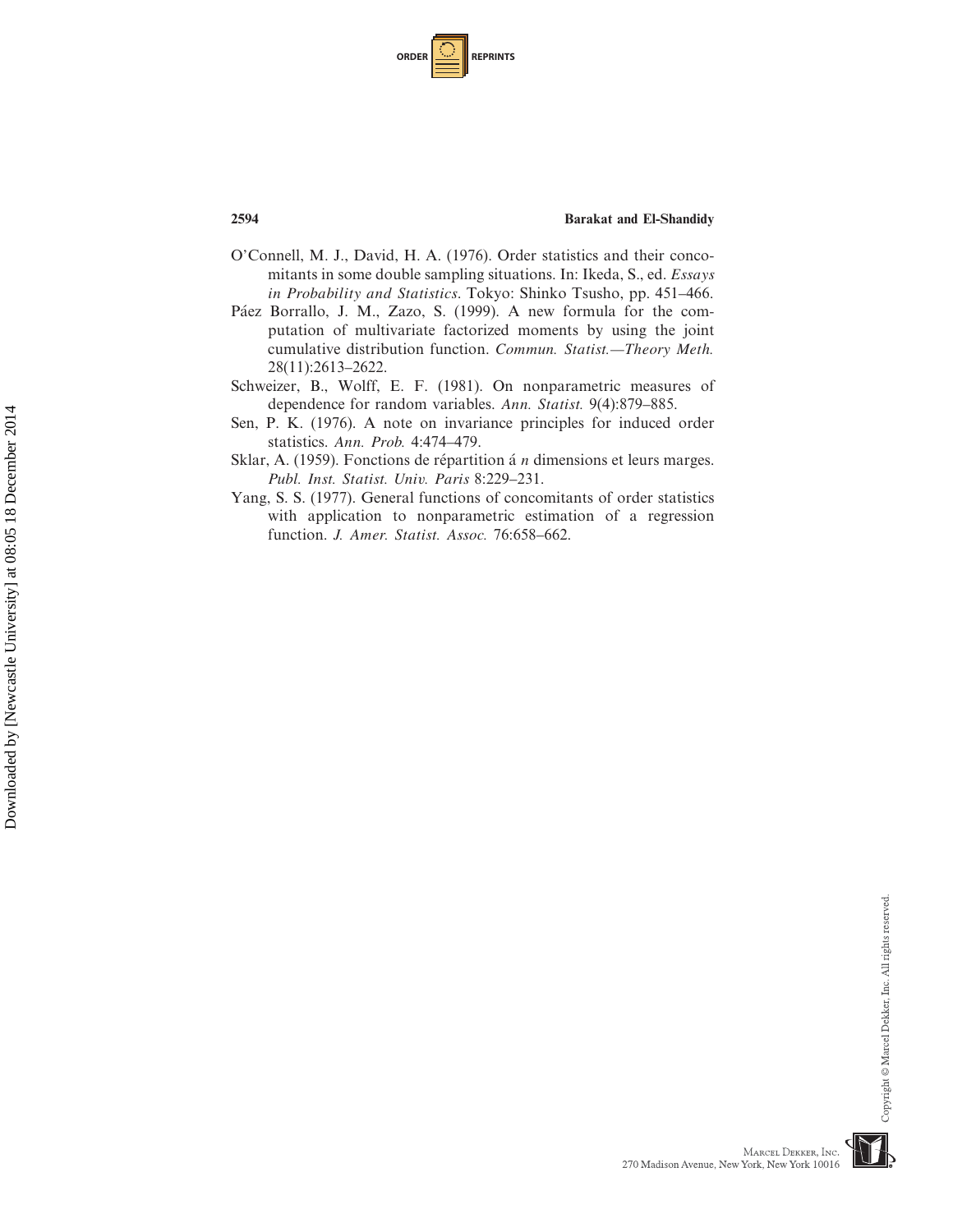O'Connell, M. J., David, H. A. (1976). Order statistics and their concomitants in some double sampling situations. In: Ikeda, S., ed. *Essays in Probability and Statistics*. Tokyo: Shinko Tsusho, pp. 451–466.

Páez Borrallo, J. M., Zazo, S. (1999). A new formula for the computation of multivariate factorized moments by using the joint cumulative distribution function. *Commun. Statist.—Theory Meth.* 28(11):2613–2622.

Schweizer, B., Wolff, E. F. (1981). On nonparametric measures of dependence for random variables. *Ann. Statist.* 9(4):879–885.

Sen, P. K. (1976). A note on invariance principles for induced order statistics. *Ann. Prob.* 4:474–479.

Sklar, A. (1959). Fonctions de répartition á *n* dimensions et leurs marges. *Publ. Inst. Statist. Univ. Paris* 8:229–231.

Yang, S. S. (1977). General functions of concomitants of order statistics with application to nonparametric estimation of a regression function. *J. Amer. Statist. Assoc.* 76:658–662.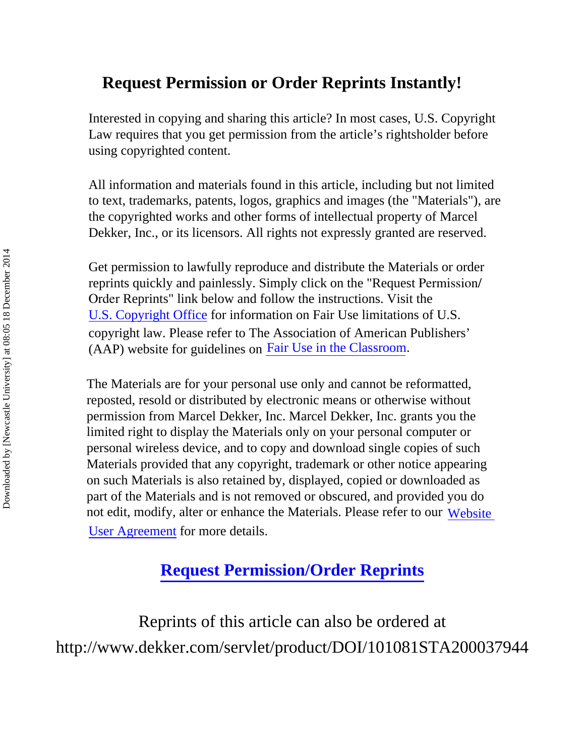## Request Permission or Order Reprints Instantly!

Interested in copying and sharing this article? In most cases, U.S. Copyright Law requires that you get permission from the article's rightsholder before using copyrighted content.

All information and materials found in this article, including but not limited to text, trademarks, patents, logos, graphics and images (the "Materials"), are the copyrighted works and other forms of intellectual property of Marcel Dekker, Inc., or its licensors. All rights not expressly granted are reserved.

Get permission to lawfully reproduce and distribute the Materials or order reprints quickly and painlessly. Simply click on the "Request Permission/ Order Reprints" link below and follow the instructions. Visit the U.S. Copyright Office for information on Fair Use limitations of U.S. copyright law. Please refer to The Association of American Publishers' (AAP) website for guidelines on Fair Use in the Classroom.

The Materials are for your personal use only and cannot be reformatted, reposted, resold or distributed by electronic means or otherwise without permission from Marcel Dekker, Inc. Marcel Dekker, Inc. grants you the limited right to display the Materials only on your personal computer or personal wireless device, and to copy and download single copies of such Materials provided that any copyright, trademark or other notice appearing on such Materials is also retained by, displayed, copied or downloaded as part of the Materials and is not removed or obscured, and provided you do not edit, modify, alter or enhance the Materials. Please refer to our Website User Agreement for more details.

**Request Permission/Order Reprints**

Reprints of this article can also be ordered at
http://www.dekker.com/servlet/product/DOI/101081STA200037944